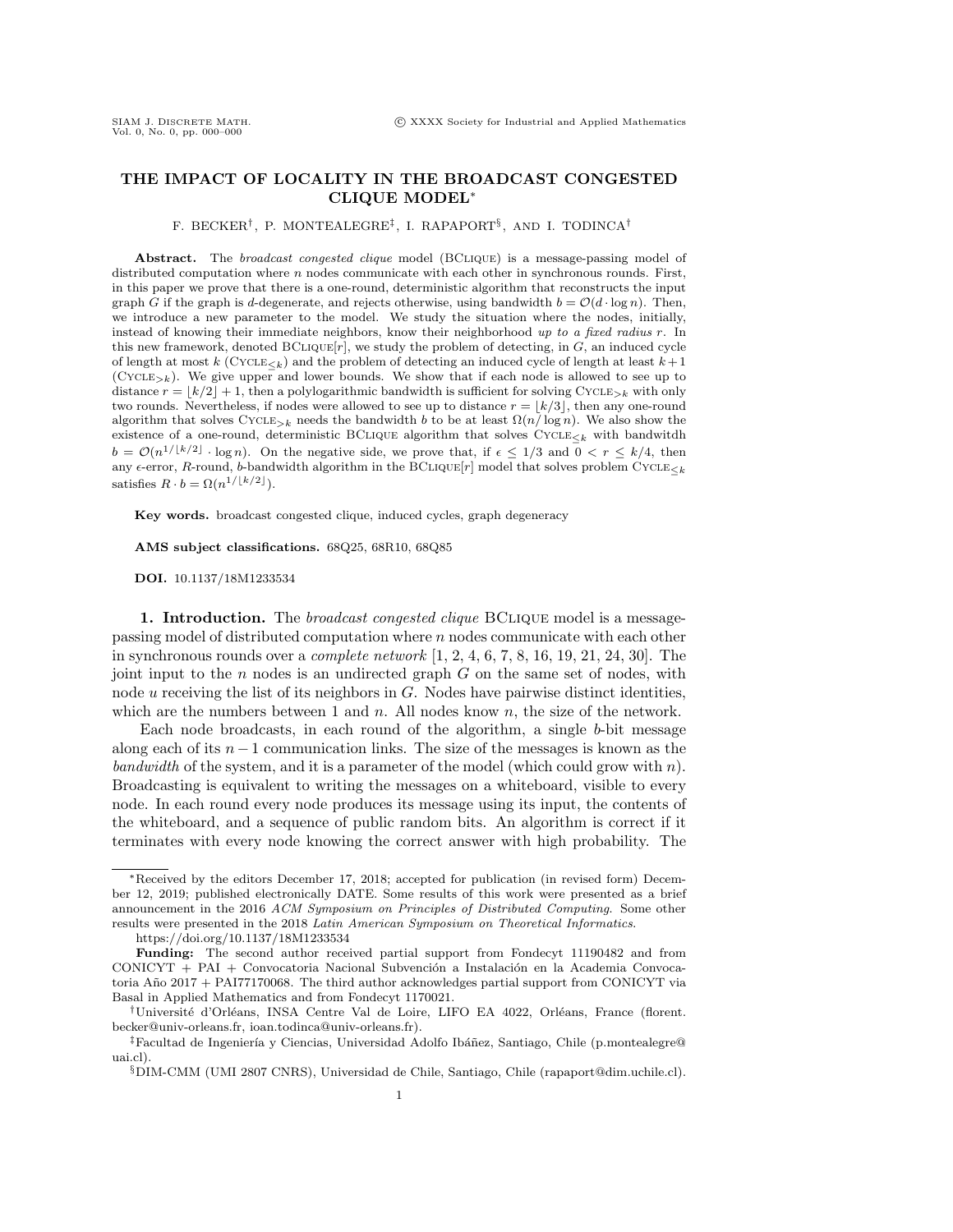# THE IMPACT OF LOCALITY IN THE BROADCAST CONGESTED CLIQUE MODEL*

F. BECKER[†], P. MONTEALEGRE[‡], I. RAPAPORT[§], AND I. TODINCA[†]

**Abstract.** The *broadcast congested clique* model (BClique) is a message-passing model of distributed computation where $n$ nodes communicate with each other in synchronous rounds. First, in this paper we prove that there is a one-round, deterministic algorithm that reconstructs the input graph $G$ if the graph is $d$-degenerate, and rejects otherwise, using bandwidth $b = \mathcal{O}(d \cdot \log n)$. Then, we introduce a new parameter to the model. We study the situation where the nodes, initially, instead of knowing their immediate neighbors, know their neighborhood *up to a fixed radius* $r$. In this new framework, denoted BClique[$r$], we study the problem of detecting, in $G$, an induced cycle of length at most $k$ (Cycle$_{\leq k}$) and the problem of detecting an induced cycle of length at least $k+1$ (Cycle$_{>k}$). We give upper and lower bounds. We show that if each node is allowed to see up to distance $r = \lfloor k/2 \rfloor + 1$, then a polylogarithmic bandwidth is sufficient for solving Cycle$_{>k}$ with only two rounds. Nevertheless, if nodes were allowed to see up to distance $r = \lfloor k/3 \rfloor$, then any one-round algorithm that solves Cycle$_{>k}$ needs the bandwidth $b$ to be at least $\Omega(n/\log n)$. We also show the existence of a one-round, deterministic BClique algorithm that solves Cycle$_{\leq k}$ with bandwitdh $b = \mathcal{O}(n^{1/\lfloor k/2 \rfloor} \cdot \log n)$. On the negative side, we prove that, if $\epsilon \leq 1/3$ and $0 < r \leq k/4$, then any $\epsilon$-error, $R$-round, $b$-bandwidth algorithm in the BClique[$r$] model that solves problem Cycle$_{\leq k}$ satisfies $R \cdot b = \Omega(n^{1/\lfloor k/2 \rfloor})$.

**Key words.** broadcast congested clique, induced cycles, graph degeneracy

**AMS subject classifications.** 68Q25, 68R10, 68Q85

**DOI.** 10.1137/18M1233534

## 1. Introduction.

The *broadcast congested clique* BClique model is a message-passing model of distributed computation where $n$ nodes communicate with each other in synchronous rounds over a *complete network* [1, 2, 4, 6, 7, 8, 16, 19, 21, 24, 30]. The joint input to the $n$ nodes is an undirected graph $G$ on the same set of nodes, with node $u$ receiving the list of its neighbors in $G$. Nodes have pairwise distinct identities, which are the numbers between 1 and $n$. All nodes know $n$, the size of the network.

Each node broadcasts, in each round of the algorithm, a single $b$-bit message along each of its $n-1$ communication links. The size of the messages is known as the *bandwidth* of the system, and it is a parameter of the model (which could grow with $n$). Broadcasting is equivalent to writing the messages on a whiteboard, visible to every node. In each round every node produces its message using its input, the contents of the whiteboard, and a sequence of public random bits. An algorithm is correct if it terminates with every node knowing the correct answer with high probability. The

---

*Received by the editors December 17, 2018; accepted for publication (in revised form) December 12, 2019; published electronically DATE. Some results of this work were presented as a brief announcement in the 2016 *ACM Symposium on Principles of Distributed Computing*. Some other results were presented in the 2018 *Latin American Symposium on Theoretical Informatics*.

https://doi.org/10.1137/18M1233534

**Funding:** The second author received partial support from Fondecyt 11190482 and from CONICYT + PAI + Convocatoria Nacional Subvención a Instalación en la Academia Convocatoria Año 2017 + PAI77170068. The third author acknowledges partial support from CONICYT via Basal in Applied Mathematics and from Fondecyt 1170021.

[†]Université d'Orléans, INSA Centre Val de Loire, LIFO EA 4022, Orléans, France (florent.becker@univ-orleans.fr, ioan.todinca@univ-orleans.fr).

[‡]Facultad de Ingeniería y Ciencias, Universidad Adolfo Ibáñez, Santiago, Chile (p.montealegre@uai.cl).

[§]DIM-CMM (UMI 2807 CNRS), Universidad de Chile, Santiago, Chile (rapaport@dim.uchile.cl).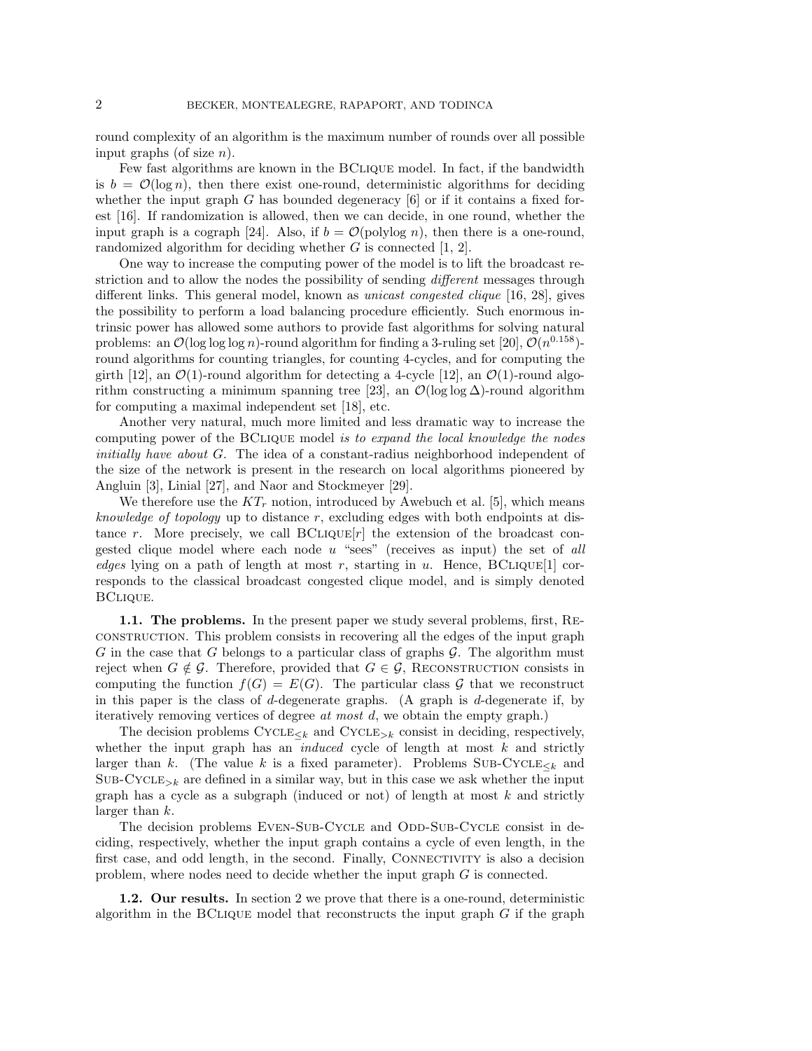round complexity of an algorithm is the maximum number of rounds over all possible input graphs (of size $n$).

Few fast algorithms are known in the BClique model. In fact, if the bandwidth is $b = \mathcal{O}(\log n)$, then there exist one-round, deterministic algorithms for deciding whether the input graph $G$ has bounded degeneracy [6] or if it contains a fixed forest [16]. If randomization is allowed, then we can decide, in one round, whether the input graph is a cograph [24]. Also, if $b = \mathcal{O}(\text{polylog } n)$, then there is a one-round, randomized algorithm for deciding whether $G$ is connected [1, 2].

One way to increase the computing power of the model is to lift the broadcast restriction and to allow the nodes the possibility of sending *different* messages through different links. This general model, known as *unicast congested clique* [16, 28], gives the possibility to perform a load balancing procedure efficiently. Such enormous intrinsic power has allowed some authors to provide fast algorithms for solving natural problems: an $\mathcal{O}(\log \log \log n)$-round algorithm for finding a 3-ruling set [20], $\mathcal{O}(n^{0.158})$-round algorithms for counting triangles, for counting 4-cycles, and for computing the girth [12], an $\mathcal{O}(1)$-round algorithm for detecting a 4-cycle [12], an $\mathcal{O}(1)$-round algorithm constructing a minimum spanning tree [23], an $\mathcal{O}(\log \log \Delta)$-round algorithm for computing a maximal independent set [18], etc.

Another very natural, much more limited and less dramatic way to increase the computing power of the BClique model *is to expand the local knowledge the nodes initially have about* $G$. The idea of a constant-radius neighborhood independent of the size of the network is present in the research on local algorithms pioneered by Angluin [3], Linial [27], and Naor and Stockmeyer [29].

We therefore use the $KT_r$ notion, introduced by Awebuch et al. [5], which means *knowledge of topology* up to distance $r$, excluding edges with both endpoints at distance $r$. More precisely, we call BClique$[r]$ the extension of the broadcast congested clique model where each node $u$ "sees" (receives as input) the set of *all edges* lying on a path of length at most $r$, starting in $u$. Hence, BClique$[1]$ corresponds to the classical broadcast congested clique model, and is simply denoted BClique.

### 1.1. The problems.

In the present paper we study several problems, first, Reconstruction. This problem consists in recovering all the edges of the input graph $G$ in the case that $G$ belongs to a particular class of graphs $\mathcal{G}$. The algorithm must reject when $G \notin \mathcal{G}$. Therefore, provided that $G \in \mathcal{G}$, Reconstruction consists in computing the function $f(G) = E(G)$. The particular class $\mathcal{G}$ that we reconstruct in this paper is the class of $d$-degenerate graphs. (A graph is $d$-degenerate if, by iteratively removing vertices of degree *at most* $d$, we obtain the empty graph.)

The decision problems Cycle$_{\leq k}$ and Cycle$_{>k}$ consist in deciding, respectively, whether the input graph has an *induced* cycle of length at most $k$ and strictly larger than $k$. (The value $k$ is a fixed parameter). Problems Sub-Cycle$_{\leq k}$ and Sub-Cycle$_{>k}$ are defined in a similar way, but in this case we ask whether the input graph has a cycle as a subgraph (induced or not) of length at most $k$ and strictly larger than $k$.

The decision problems Even-Sub-Cycle and Odd-Sub-Cycle consist in deciding, respectively, whether the input graph contains a cycle of even length, in the first case, and odd length, in the second. Finally, Connectivity is also a decision problem, where nodes need to decide whether the input graph $G$ is connected.

### 1.2. Our results.

In section 2 we prove that there is a one-round, deterministic algorithm in the BClique model that reconstructs the input graph $G$ if the graph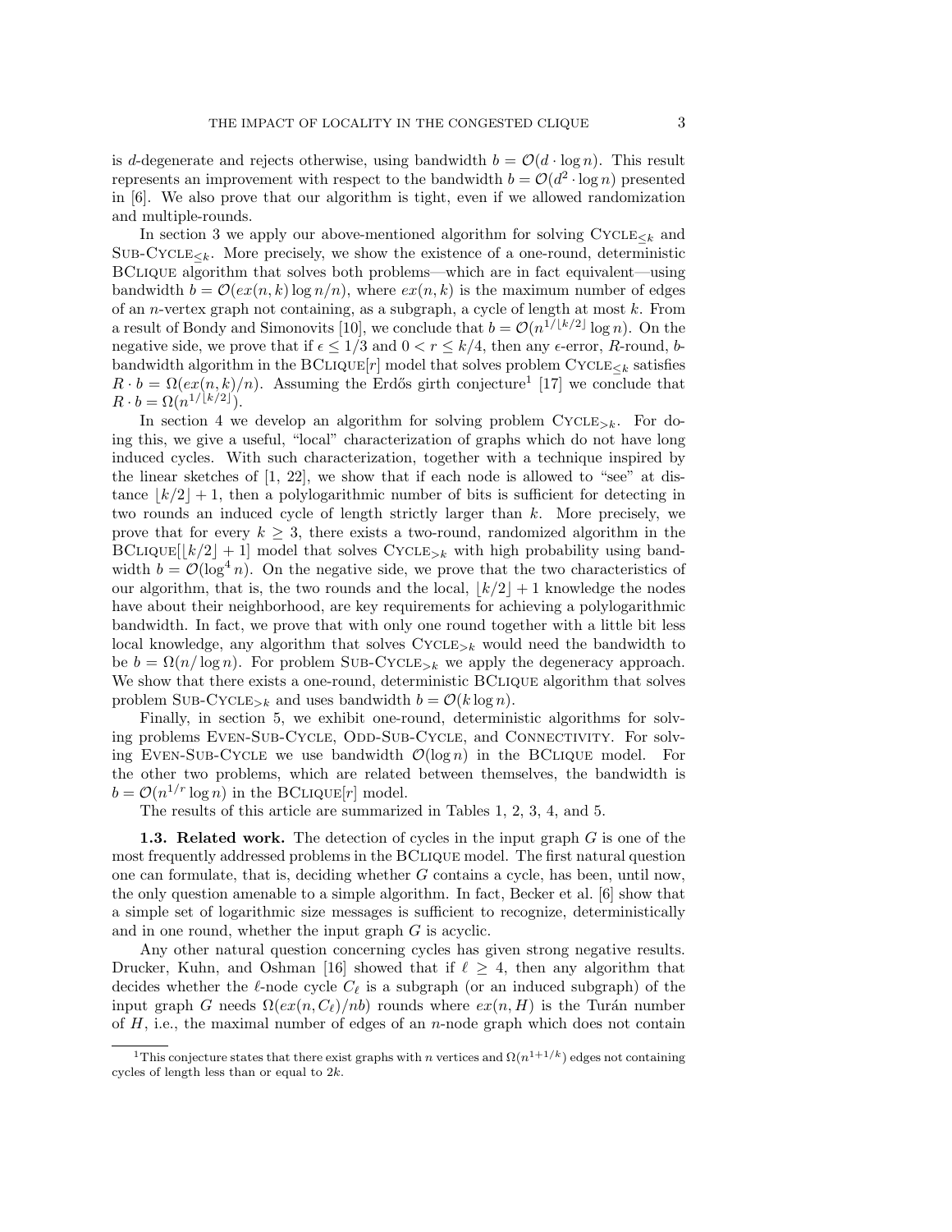is $d$-degenerate and rejects otherwise, using bandwidth $b = \mathcal{O}(d \cdot \log n)$. This result represents an improvement with respect to the bandwidth $b = \mathcal{O}(d^2 \cdot \log n)$ presented in [6]. We also prove that our algorithm is tight, even if we allowed randomization and multiple-rounds.

In section 3 we apply our above-mentioned algorithm for solving $\text{Cycle}_{\leq k}$ and $\text{Sub-Cycle}_{\leq k}$. More precisely, we show the existence of a one-round, deterministic BClique algorithm that solves both problems—which are in fact equivalent—using bandwidth $b = \mathcal{O}(ex(n,k) \log n/n)$, where $ex(n,k)$ is the maximum number of edges of an $n$-vertex graph not containing, as a subgraph, a cycle of length at most $k$. From a result of Bondy and Simonovits [10], we conclude that $b = \mathcal{O}(n^{1/\lfloor k/2 \rfloor} \log n)$. On the negative side, we prove that if $\epsilon \leq 1/3$ and $0 < r \leq k/4$, then any $\epsilon$-error, $R$-round, $b$-bandwidth algorithm in the BClique$[r]$ model that solves problem $\text{Cycle}_{\leq k}$ satisfies $R \cdot b = \Omega(ex(n,k)/n)$. Assuming the Erdős girth conjecture[1] [17] we conclude that $R \cdot b = \Omega(n^{1/\lfloor k/2 \rfloor})$.

In section 4 we develop an algorithm for solving problem $\text{Cycle}_{>k}$. For doing this, we give a useful, "local" characterization of graphs which do not have long induced cycles. With such characterization, together with a technique inspired by the linear sketches of [1, 22], we show that if each node is allowed to "see" at distance $\lfloor k/2 \rfloor + 1$, then a polylogarithmic number of bits is sufficient for detecting in two rounds an induced cycle of length strictly larger than $k$. More precisely, we prove that for every $k \geq 3$, there exists a two-round, randomized algorithm in the BClique$[\lfloor k/2 \rfloor + 1]$ model that solves $\text{Cycle}_{>k}$ with high probability using bandwidth $b = \mathcal{O}(\log^4 n)$. On the negative side, we prove that the two characteristics of our algorithm, that is, the two rounds and the local, $\lfloor k/2 \rfloor + 1$ knowledge the nodes have about their neighborhood, are key requirements for achieving a polylogarithmic bandwidth. In fact, we prove that with only one round together with a little bit less local knowledge, any algorithm that solves $\text{Cycle}_{>k}$ would need the bandwidth to be $b = \Omega(n/\log n)$. For problem $\text{Sub-Cycle}_{>k}$ we apply the degeneracy approach. We show that there exists a one-round, deterministic BClique algorithm that solves problem $\text{Sub-Cycle}_{>k}$ and uses bandwidth $b = \mathcal{O}(k \log n)$.

Finally, in section 5, we exhibit one-round, deterministic algorithms for solving problems Even-Sub-Cycle, Odd-Sub-Cycle, and Connectivity. For solving Even-Sub-Cycle we use bandwidth $\mathcal{O}(\log n)$ in the BClique model. For the other two problems, which are related between themselves, the bandwidth is $b = \mathcal{O}(n^{1/r} \log n)$ in the BClique$[r]$ model.

The results of this article are summarized in Tables 1, 2, 3, 4, and 5.

**1.3. Related work.** The detection of cycles in the input graph $G$ is one of the most frequently addressed problems in the BClique model. The first natural question one can formulate, that is, deciding whether $G$ contains a cycle, has been, until now, the only question amenable to a simple algorithm. In fact, Becker et al. [6] show that a simple set of logarithmic size messages is sufficient to recognize, deterministically and in one round, whether the input graph $G$ is acyclic.

Any other natural question concerning cycles has given strong negative results. Drucker, Kuhn, and Oshman [16] showed that if $\ell \geq 4$, then any algorithm that decides whether the $\ell$-node cycle $C_\ell$ is a subgraph (or an induced subgraph) of the input graph $G$ needs $\Omega(ex(n, C_\ell)/nb)$ rounds where $ex(n,H)$ is the Turán number of $H$, i.e., the maximal number of edges of an $n$-node graph which does not contain

[1] This conjecture states that there exist graphs with $n$ vertices and $\Omega(n^{1+1/k})$ edges not containing cycles of length less than or equal to $2k$.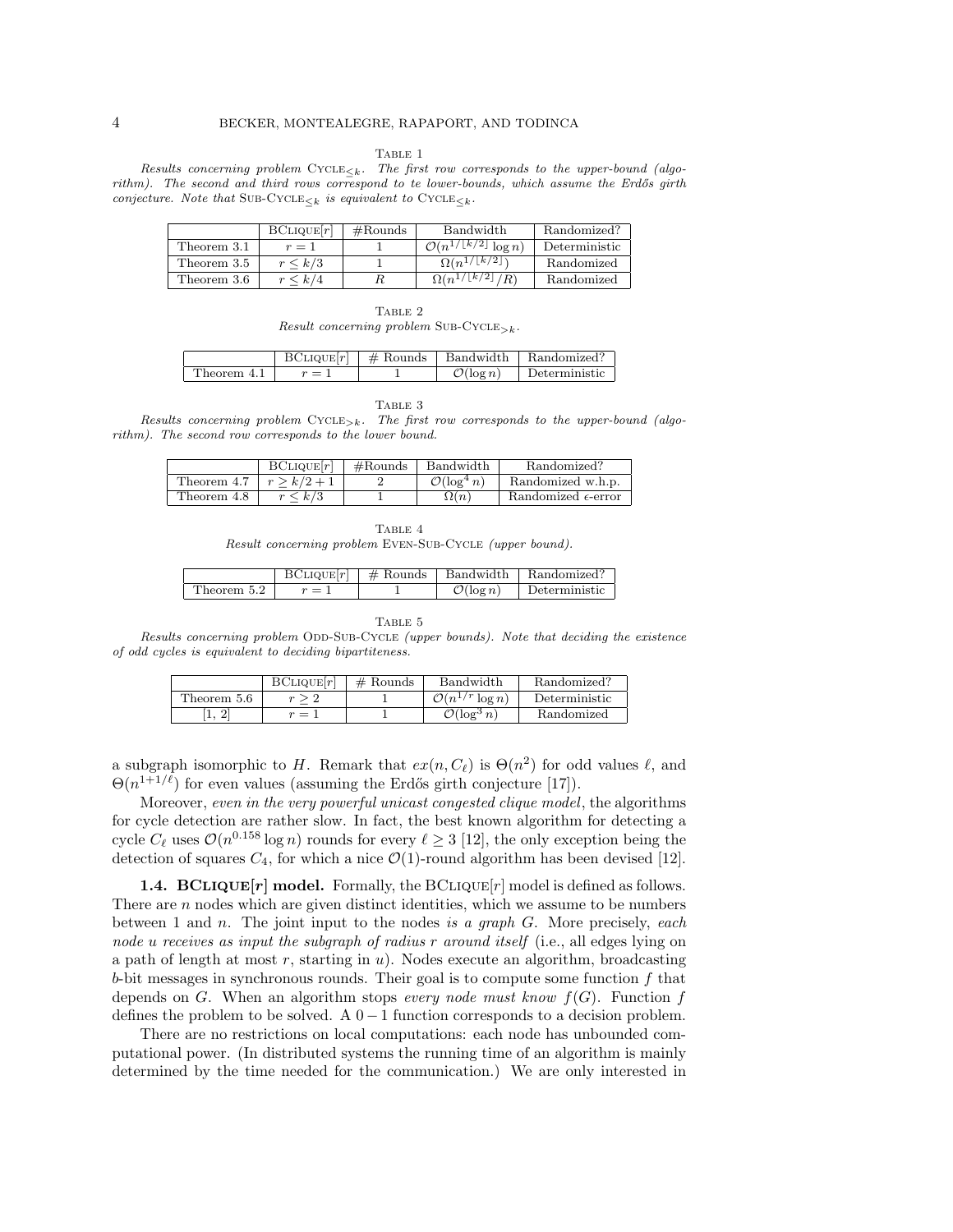Table 1

*Results concerning problem* $\textsc{Cycle}_{\leq k}$*. The first row corresponds to the upper-bound (algorithm). The second and third rows correspond to te lower-bounds, which assume the Erdős girth conjecture. Note that* $\textsc{Sub-Cycle}_{\leq k}$ *is equivalent to* $\textsc{Cycle}_{\leq k}$*.*

| | BClique[$r$] | #Rounds | Bandwidth | Randomized? |
|---|---|---|---|---|
| Theorem 3.1 | $r = 1$ | 1 | $\mathcal{O}(n^{1/\lceil k/2 \rceil} \log n)$ | Deterministic |
| Theorem 3.5 | $r \leq k/3$ | 1 | $\Omega(n^{1/\lfloor k/2 \rfloor})$ | Randomized |
| Theorem 3.6 | $r \leq k/4$ | $R$ | $\Omega(n^{1/\lfloor k/2 \rfloor}/R)$ | Randomized |

Table 2

*Result concerning problem* $\textsc{Sub-Cycle}_{>k}$*.*

| | BClique[$r$] | # Rounds | Bandwidth | Randomized? |
|---|---|---|---|---|
| Theorem 4.1 | $r = 1$ | 1 | $\mathcal{O}(\log n)$ | Deterministic |

Table 3

*Results concerning problem* $\textsc{Cycle}_{>k}$*. The first row corresponds to the upper-bound (algorithm). The second row corresponds to the lower bound.*

| | BClique[$r$] | #Rounds | Bandwidth | Randomized? |
|---|---|---|---|---|
| Theorem 4.7 | $r \geq k/2 + 1$ | 2 | $\mathcal{O}(\log^4 n)$ | Randomized w.h.p. |
| Theorem 4.8 | $r \leq k/3$ | 1 | $\Omega(n)$ | Randomized $\epsilon$-error |

Table 4

*Result concerning problem* Even-Sub-Cycle *(upper bound).*

| | BClique[$r$] | # Rounds | Bandwidth | Randomized? |
|---|---|---|---|---|
| Theorem 5.2 | $r = 1$ | 1 | $\mathcal{O}(\log n)$ | Deterministic |

Table 5

*Results concerning problem* Odd-Sub-Cycle *(upper bounds). Note that deciding the existence of odd cycles is equivalent to deciding bipartiteness.*

| | BClique[$r$] | # Rounds | Bandwidth | Randomized? |
|---|---|---|---|---|
| Theorem 5.6 | $r \geq 2$ | 1 | $\mathcal{O}(n^{1/r} \log n)$ | Deterministic |
| [1, 2] | $r = 1$ | 1 | $\mathcal{O}(\log^3 n)$ | Randomized |

a subgraph isomorphic to $H$. Remark that $ex(n, C_\ell)$ is $\Theta(n^2)$ for odd values $\ell$, and $\Theta(n^{1+1/\ell})$ for even values (assuming the Erdős girth conjecture [17]).

Moreover, *even in the very powerful unicast congested clique model*, the algorithms for cycle detection are rather slow. In fact, the best known algorithm for detecting a cycle $C_\ell$ uses $\mathcal{O}(n^{0.158} \log n)$ rounds for every $\ell \geq 3$ [12], the only exception being the detection of squares $C_4$, for which a nice $\mathcal{O}(1)$-round algorithm has been devised [12].

**1.4. BClique[$r$] model.** Formally, the BClique[$r$] model is defined as follows. There are $n$ nodes which are given distinct identities, which we assume to be numbers between 1 and $n$. The joint input to the nodes *is a graph* $G$. More precisely, *each node* $u$ *receives as input the subgraph of radius* $r$ *around itself* (i.e., all edges lying on a path of length at most $r$, starting in $u$). Nodes execute an algorithm, broadcasting $b$-bit messages in synchronous rounds. Their goal is to compute some function $f$ that depends on $G$. When an algorithm stops *every node must know* $f(G)$. Function $f$ defines the problem to be solved. A $0-1$ function corresponds to a decision problem.

There are no restrictions on local computations: each node has unbounded computational power. (In distributed systems the running time of an algorithm is mainly determined by the time needed for the communication.) We are only interested in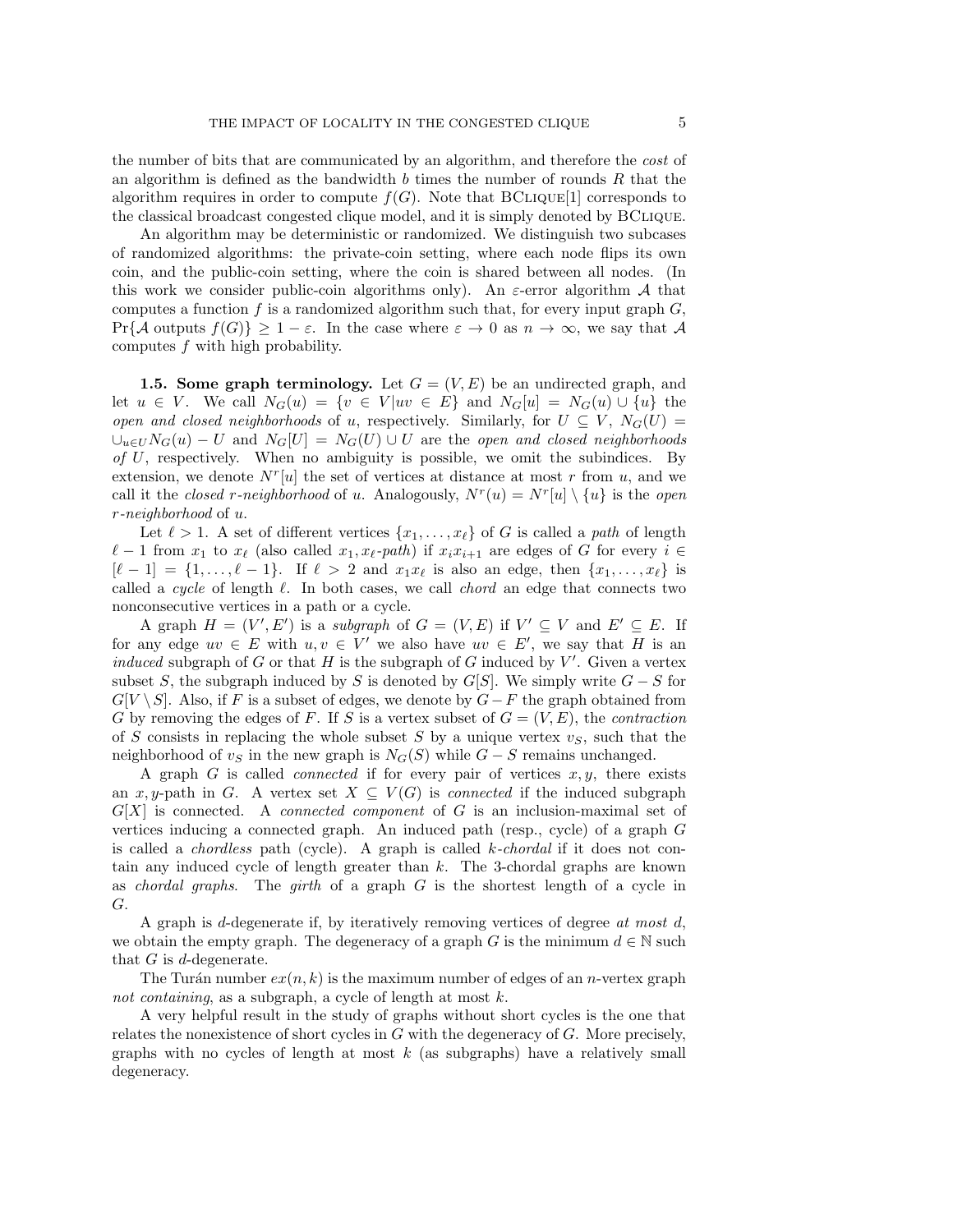the number of bits that are communicated by an algorithm, and therefore the *cost* of an algorithm is defined as the bandwidth $b$ times the number of rounds $R$ that the algorithm requires in order to compute $f(G)$. Note that BClique[1] corresponds to the classical broadcast congested clique model, and it is simply denoted by BClique.

An algorithm may be deterministic or randomized. We distinguish two subcases of randomized algorithms: the private-coin setting, where each node flips its own coin, and the public-coin setting, where the coin is shared between all nodes. (In this work we consider public-coin algorithms only). An $\varepsilon$-error algorithm $\mathcal{A}$ that computes a function $f$ is a randomized algorithm such that, for every input graph $G$, $\Pr\{\mathcal{A} \text{ outputs } f(G)\} \geq 1 - \varepsilon$. In the case where $\varepsilon \to 0$ as $n \to \infty$, we say that $\mathcal{A}$ computes $f$ with high probability.

**1.5. Some graph terminology.** Let $G = (V, E)$ be an undirected graph, and let $u \in V$. We call $N_G(u) = \{v \in V | uv \in E\}$ and $N_G[u] = N_G(u) \cup \{u\}$ the *open and closed neighborhoods* of $u$, respectively. Similarly, for $U \subseteq V$, $N_G(U) = \cup_{u \in U} N_G(u) - U$ and $N_G[U] = N_G(U) \cup U$ are the *open and closed neighborhoods of* $U$, respectively. When no ambiguity is possible, we omit the subindices. By extension, we denote $N^r[u]$ the set of vertices at distance at most $r$ from $u$, and we call it the *closed $r$-neighborhood* of $u$. Analogously, $N^r(u) = N^r[u] \setminus \{u\}$ is the *open $r$-neighborhood* of $u$.

Let $\ell > 1$. A set of different vertices $\{x_1, \ldots, x_\ell\}$ of $G$ is called a *path* of length $\ell - 1$ from $x_1$ to $x_\ell$ (also called $x_1, x_\ell$*-path*) if $x_i x_{i+1}$ are edges of $G$ for every $i \in [\ell - 1] = \{1, \ldots, \ell - 1\}$. If $\ell > 2$ and $x_1 x_\ell$ is also an edge, then $\{x_1, \ldots, x_\ell\}$ is called a *cycle* of length $\ell$. In both cases, we call *chord* an edge that connects two nonconsecutive vertices in a path or a cycle.

A graph $H = (V', E')$ is a *subgraph* of $G = (V, E)$ if $V' \subseteq V$ and $E' \subseteq E$. If for any edge $uv \in E$ with $u, v \in V'$ we also have $uv \in E'$, we say that $H$ is an *induced* subgraph of $G$ or that $H$ is the subgraph of $G$ induced by $V'$. Given a vertex subset $S$, the subgraph induced by $S$ is denoted by $G[S]$. We simply write $G - S$ for $G[V \setminus S]$. Also, if $F$ is a subset of edges, we denote by $G - F$ the graph obtained from $G$ by removing the edges of $F$. If $S$ is a vertex subset of $G = (V, E)$, the *contraction* of $S$ consists in replacing the whole subset $S$ by a unique vertex $v_S$, such that the neighborhood of $v_S$ in the new graph is $N_G(S)$ while $G - S$ remains unchanged.

A graph $G$ is called *connected* if for every pair of vertices $x, y$, there exists an $x, y$-path in $G$. A vertex set $X \subseteq V(G)$ is *connected* if the induced subgraph $G[X]$ is connected. A *connected component* of $G$ is an inclusion-maximal set of vertices inducing a connected graph. An induced path (resp., cycle) of a graph $G$ is called a *chordless* path (cycle). A graph is called *$k$-chordal* if it does not contain any induced cycle of length greater than $k$. The 3-chordal graphs are known as *chordal graphs*. The *girth* of a graph $G$ is the shortest length of a cycle in $G$.

A graph is $d$-degenerate if, by iteratively removing vertices of degree *at most* $d$, we obtain the empty graph. The degeneracy of a graph $G$ is the minimum $d \in \mathbb{N}$ such that $G$ is $d$-degenerate.

The Turán number $ex(n, k)$ is the maximum number of edges of an $n$-vertex graph *not containing*, as a subgraph, a cycle of length at most $k$.

A very helpful result in the study of graphs without short cycles is the one that relates the nonexistence of short cycles in $G$ with the degeneracy of $G$. More precisely, graphs with no cycles of length at most $k$ (as subgraphs) have a relatively small degeneracy.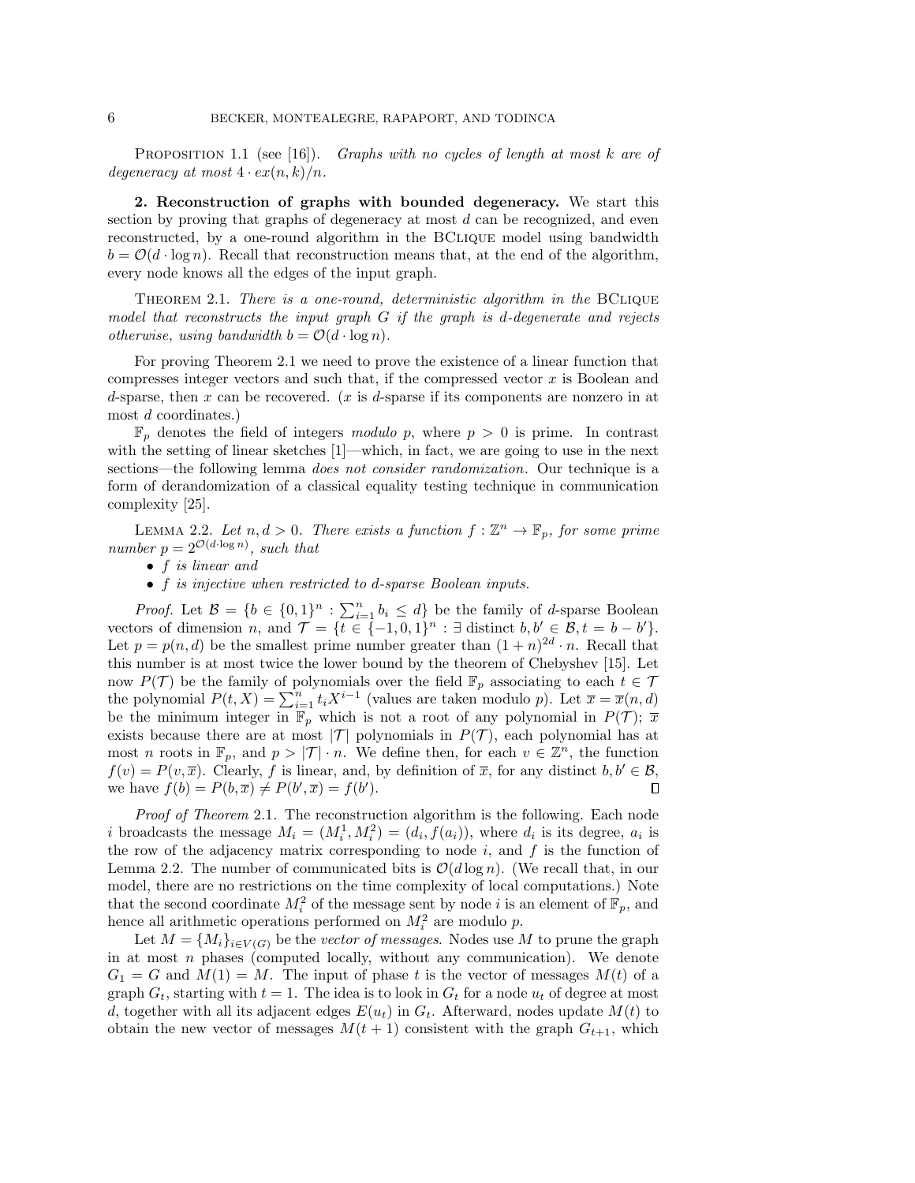Proposition 1.1 (see [16]). *Graphs with no cycles of length at most $k$ are of degeneracy at most $4 \cdot ex(n, k)/n$.*

## 2. Reconstruction of graphs with bounded degeneracy.

We start this section by proving that graphs of degeneracy at most $d$ can be recognized, and even reconstructed, by a one-round algorithm in the BClique model using bandwidth $b = \mathcal{O}(d \cdot \log n)$. Recall that reconstruction means that, at the end of the algorithm, every node knows all the edges of the input graph.

Theorem 2.1. *There is a one-round, deterministic algorithm in the* BClique *model that reconstructs the input graph $G$ if the graph is $d$-degenerate and rejects otherwise, using bandwidth $b = \mathcal{O}(d \cdot \log n)$.*

For proving Theorem 2.1 we need to prove the existence of a linear function that compresses integer vectors and such that, if the compressed vector $x$ is Boolean and $d$-sparse, then $x$ can be recovered. ($x$ is $d$-sparse if its components are nonzero in at most $d$ coordinates.)

$\mathbb{F}_p$ denotes the field of integers *modulo* $p$, where $p > 0$ is prime. In contrast with the setting of linear sketches [1]—which, in fact, we are going to use in the next sections—the following lemma *does not consider randomization*. Our technique is a form of derandomization of a classical equality testing technique in communication complexity [25].

Lemma 2.2. *Let $n, d > 0$. There exists a function $f : \mathbb{Z}^n \to \mathbb{F}_p$, for some prime number $p = 2^{\mathcal{O}(d \cdot \log n)}$, such that*

- *$f$ is linear and*
- *$f$ is injective when restricted to $d$-sparse Boolean inputs.*

*Proof.* Let $\mathcal{B} = \{b \in \{0,1\}^n : \sum_{i=1}^n b_i \leq d\}$ be the family of $d$-sparse Boolean vectors of dimension $n$, and $\mathcal{T} = \{t \in \{-1, 0, 1\}^n : \exists \text{ distinct } b, b' \in \mathcal{B}, t = b - b'\}$. Let $p = p(n, d)$ be the smallest prime number greater than $(1 + n)^{2d} \cdot n$. Recall that this number is at most twice the lower bound by the theorem of Chebyshev [15]. Let now $P(\mathcal{T})$ be the family of polynomials over the field $\mathbb{F}_p$ associating to each $t \in \mathcal{T}$ the polynomial $P(t, X) = \sum_{i=1}^n t_i X^{i-1}$ (values are taken modulo $p$). Let $\overline{x} = \overline{x}(n, d)$ be the minimum integer in $\mathbb{F}_p$ which is not a root of any polynomial in $P(\mathcal{T})$; $\overline{x}$ exists because there are at most $|\mathcal{T}|$ polynomials in $P(\mathcal{T})$, each polynomial has at most $n$ roots in $\mathbb{F}_p$, and $p > |\mathcal{T}| \cdot n$. We define then, for each $v \in \mathbb{Z}^n$, the function $f(v) = P(v, \overline{x})$. Clearly, $f$ is linear, and, by definition of $\overline{x}$, for any distinct $b, b' \in \mathcal{B}$, we have $f(b) = P(b, \overline{x}) \neq P(b', \overline{x}) = f(b')$. $\square$

*Proof of Theorem* 2.1. The reconstruction algorithm is the following. Each node $i$ broadcasts the message $M_i = (M_i^1, M_i^2) = (d_i, f(a_i))$, where $d_i$ is its degree, $a_i$ is the row of the adjacency matrix corresponding to node $i$, and $f$ is the function of Lemma 2.2. The number of communicated bits is $\mathcal{O}(d \log n)$. (We recall that, in our model, there are no restrictions on the time complexity of local computations.) Note that the second coordinate $M_i^2$ of the message sent by node $i$ is an element of $\mathbb{F}_p$, and hence all arithmetic operations performed on $M_i^2$ are modulo $p$.

Let $M = \{M_i\}_{i \in V(G)}$ be the *vector of messages*. Nodes use $M$ to prune the graph in at most $n$ phases (computed locally, without any communication). We denote $G_1 = G$ and $M(1) = M$. The input of phase $t$ is the vector of messages $M(t)$ of a graph $G_t$, starting with $t = 1$. The idea is to look in $G_t$ for a node $u_t$ of degree at most $d$, together with all its adjacent edges $E(u_t)$ in $G_t$. Afterward, nodes update $M(t)$ to obtain the new vector of messages $M(t + 1)$ consistent with the graph $G_{t+1}$, which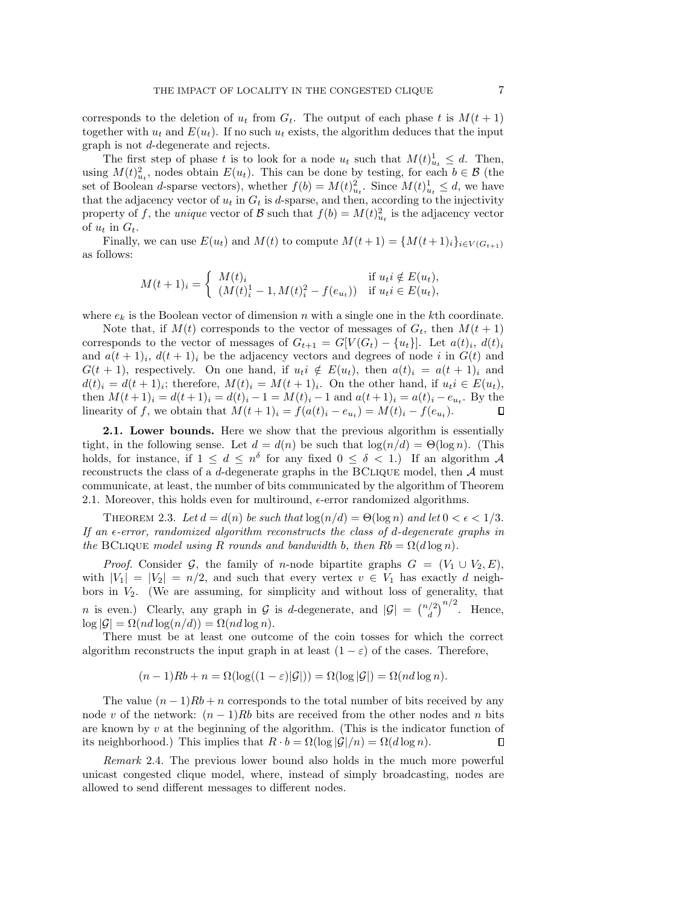corresponds to the deletion of $u_t$ from $G_t$. The output of each phase $t$ is $M(t+1)$ together with $u_t$ and $E(u_t)$. If no such $u_t$ exists, the algorithm deduces that the input graph is not $d$-degenerate and rejects.

The first step of phase $t$ is to look for a node $u_t$ such that $M(t)^1_{u_t} \leq d$. Then, using $M(t)^2_{u_t}$, nodes obtain $E(u_t)$. This can be done by testing, for each $b \in \mathcal{B}$ (the set of Boolean $d$-sparse vectors), whether $f(b) = M(t)^2_{u_t}$. Since $M(t)^1_{u_t} \leq d$, we have that the adjacency vector of $u_t$ in $G_t$ is $d$-sparse, and then, according to the injectivity property of $f$, the *unique* vector of $\mathcal{B}$ such that $f(b) = M(t)^2_{u_t}$ is the adjacency vector of $u_t$ in $G_t$.

Finally, we can use $E(u_t)$ and $M(t)$ to compute $M(t+1) = \{M(t+1)_i\}_{i \in V(G_{t+1})}$ as follows:

$$M(t+1)_i = \begin{cases} M(t)_i & \text{if } u_t i \notin E(u_t), \\ (M(t)^1_i - 1, M(t)^2_i - f(e_{u_t})) & \text{if } u_t i \in E(u_t), \end{cases}$$

where $e_k$ is the Boolean vector of dimension $n$ with a single one in the $k$th coordinate.

Note that, if $M(t)$ corresponds to the vector of messages of $G_t$, then $M(t+1)$ corresponds to the vector of messages of $G_{t+1} = G[V(G_t) - \{u_t\}]$. Let $a(t)_i$, $d(t)_i$ and $a(t+1)_i$, $d(t+1)_i$ be the adjacency vectors and degrees of node $i$ in $G(t)$ and $G(t+1)$, respectively. On one hand, if $u_t i \notin E(u_t)$, then $a(t)_i = a(t+1)_i$ and $d(t)_i = d(t+1)_i$; therefore, $M(t)_i = M(t+1)_i$. On the other hand, if $u_t i \in E(u_t)$, then $M(t+1)_i = d(t+1)_i = d(t)_i - 1 = M(t)_i - 1$ and $a(t+1)_i = a(t)_i - e_{u_t}$. By the linearity of $f$, we obtain that $M(t+1)_i = f(a(t)_i - e_{u_t}) = M(t)_i - f(e_{u_t})$. ∎

**2.1. Lower bounds.** Here we show that the previous algorithm is essentially tight, in the following sense. Let $d = d(n)$ be such that $\log(n/d) = \Theta(\log n)$. (This holds, for instance, if $1 \leq d \leq n^\delta$ for any fixed $0 \leq \delta < 1$.) If an algorithm $\mathcal{A}$ reconstructs the class of a $d$-degenerate graphs in the BClique model, then $\mathcal{A}$ must communicate, at least, the number of bits communicated by the algorithm of Theorem 2.1. Moreover, this holds even for multiround, $\epsilon$-error randomized algorithms.

Theorem 2.3. *Let $d = d(n)$ be such that $\log(n/d) = \Theta(\log n)$ and let $0 < \epsilon < 1/3$. If an $\epsilon$-error, randomized algorithm reconstructs the class of $d$-degenerate graphs in the* BClique *model using $R$ rounds and bandwidth $b$, then $Rb = \Omega(d \log n)$.*

*Proof.* Consider $\mathcal{G}$, the family of $n$-node bipartite graphs $G = (V_1 \cup V_2, E)$, with $|V_1| = |V_2| = n/2$, and such that every vertex $v \in V_1$ has exactly $d$ neighbors in $V_2$. (We are assuming, for simplicity and without loss of generality, that $n$ is even.) Clearly, any graph in $\mathcal{G}$ is $d$-degenerate, and $|\mathcal{G}| = \binom{n/2}{d}^{n/2}$. Hence, $\log|\mathcal{G}| = \Omega(nd \log(n/d)) = \Omega(nd \log n)$.

There must be at least one outcome of the coin tosses for which the correct algorithm reconstructs the input graph in at least $(1 - \varepsilon)$ of the cases. Therefore,

$$(n-1)Rb + n = \Omega(\log((1-\varepsilon)|\mathcal{G}|)) = \Omega(\log|\mathcal{G}|) = \Omega(nd \log n).$$

The value $(n-1)Rb + n$ corresponds to the total number of bits received by any node $v$ of the network: $(n-1)Rb$ bits are received from the other nodes and $n$ bits are known by $v$ at the beginning of the algorithm. (This is the indicator function of its neighborhood.) This implies that $R \cdot b = \Omega(\log|\mathcal{G}|/n) = \Omega(d \log n)$. ∎

*Remark* 2.4. The previous lower bound also holds in the much more powerful unicast congested clique model, where, instead of simply broadcasting, nodes are allowed to send different messages to different nodes.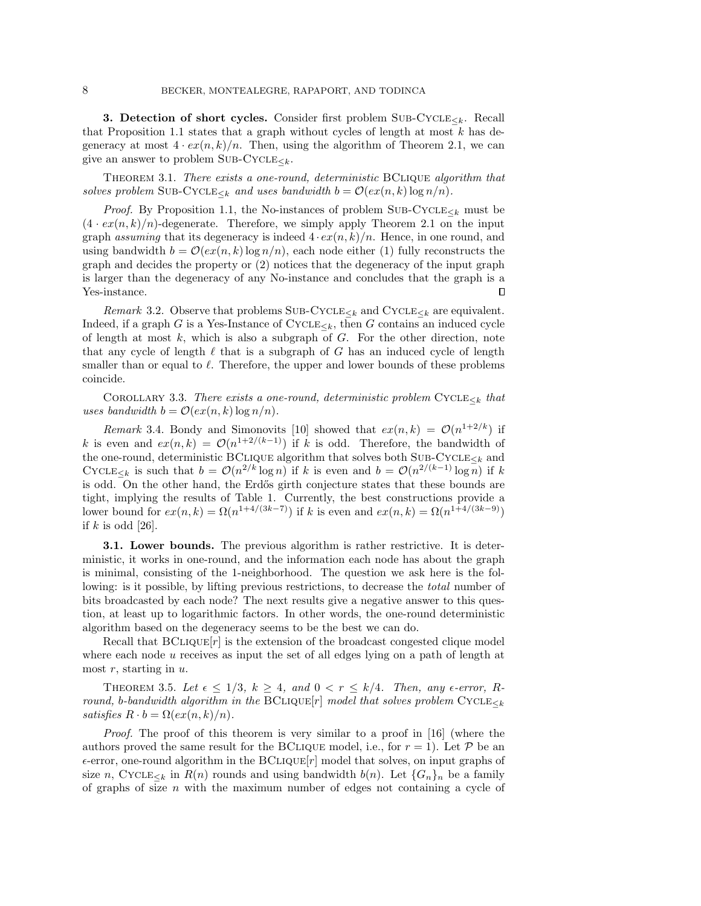**3. Detection of short cycles.** Consider first problem Sub-Cycle$_{\leq k}$. Recall that Proposition 1.1 states that a graph without cycles of length at most $k$ has degeneracy at most $4 \cdot ex(n,k)/n$. Then, using the algorithm of Theorem 2.1, we can give an answer to problem Sub-Cycle$_{\leq k}$.

Theorem 3.1. *There exists a one-round, deterministic* BClique *algorithm that solves problem* Sub-Cycle$_{\leq k}$ *and uses bandwidth* $b = \mathcal{O}(ex(n,k)\log n/n)$.

*Proof.* By Proposition 1.1, the No-instances of problem Sub-Cycle$_{\leq k}$ must be $(4 \cdot ex(n,k)/n)$-degenerate. Therefore, we simply apply Theorem 2.1 on the input graph *assuming* that its degeneracy is indeed $4 \cdot ex(n,k)/n$. Hence, in one round, and using bandwidth $b = \mathcal{O}(ex(n,k)\log n/n)$, each node either (1) fully reconstructs the graph and decides the property or (2) notices that the degeneracy of the input graph is larger than the degeneracy of any No-instance and concludes that the graph is a Yes-instance. ∎

*Remark* 3.2. Observe that problems Sub-Cycle$_{\leq k}$ and Cycle$_{\leq k}$ are equivalent. Indeed, if a graph $G$ is a Yes-Instance of Cycle$_{\leq k}$, then $G$ contains an induced cycle of length at most $k$, which is also a subgraph of $G$. For the other direction, note that any cycle of length $\ell$ that is a subgraph of $G$ has an induced cycle of length smaller than or equal to $\ell$. Therefore, the upper and lower bounds of these problems coincide.

Corollary 3.3. *There exists a one-round, deterministic problem* Cycle$_{\leq k}$ *that uses bandwidth* $b = \mathcal{O}(ex(n,k)\log n/n)$.

*Remark* 3.4. Bondy and Simonovits [10] showed that $ex(n,k) = \mathcal{O}(n^{1+2/k})$ if $k$ is even and $ex(n,k) = \mathcal{O}(n^{1+2/(k-1)})$ if $k$ is odd. Therefore, the bandwidth of the one-round, deterministic BClique algorithm that solves both Sub-Cycle$_{\leq k}$ and Cycle$_{\leq k}$ is such that $b = \mathcal{O}(n^{2/k}\log n)$ if $k$ is even and $b = \mathcal{O}(n^{2/(k-1)}\log n)$ if $k$ is odd. On the other hand, the Erdős girth conjecture states that these bounds are tight, implying the results of Table 1. Currently, the best constructions provide a lower bound for $ex(n,k) = \Omega(n^{1+4/(3k-7)})$ if $k$ is even and $ex(n,k) = \Omega(n^{1+4/(3k-9)})$ if $k$ is odd [26].

**3.1. Lower bounds.** The previous algorithm is rather restrictive. It is deterministic, it works in one-round, and the information each node has about the graph is minimal, consisting of the 1-neighborhood. The question we ask here is the following: is it possible, by lifting previous restrictions, to decrease the *total* number of bits broadcasted by each node? The next results give a negative answer to this question, at least up to logarithmic factors. In other words, the one-round deterministic algorithm based on the degeneracy seems to be the best we can do.

Recall that BClique$[r]$ is the extension of the broadcast congested clique model where each node $u$ receives as input the set of all edges lying on a path of length at most $r$, starting in $u$.

Theorem 3.5. *Let* $\epsilon \leq 1/3$, $k \geq 4$, *and* $0 < r \leq k/4$. *Then, any* $\epsilon$*-error, R-round, b-bandwidth algorithm in the* BClique$[r]$ *model that solves problem* Cycle$_{\leq k}$ *satisfies* $R \cdot b = \Omega(ex(n,k)/n)$.

*Proof.* The proof of this theorem is very similar to a proof in [16] (where the authors proved the same result for the BClique model, i.e., for $r = 1$). Let $\mathcal{P}$ be an $\epsilon$-error, one-round algorithm in the BClique$[r]$ model that solves, on input graphs of size $n$, Cycle$_{\leq k}$ in $R(n)$ rounds and using bandwidth $b(n)$. Let $\{G_n\}_n$ be a family of graphs of size $n$ with the maximum number of edges not containing a cycle of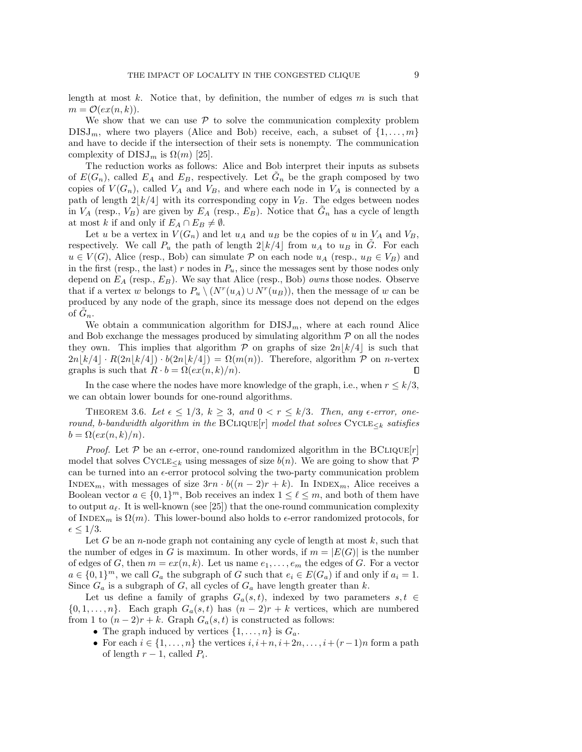length at most $k$. Notice that, by definition, the number of edges $m$ is such that $m = \mathcal{O}(ex(n,k))$.

We show that we can use $\mathcal{P}$ to solve the communication complexity problem $\text{DISJ}_m$, where two players (Alice and Bob) receive, each, a subset of $\{1,\dots,m\}$ and have to decide if the intersection of their sets is nonempty. The communication complexity of $\text{DISJ}_m$ is $\Omega(m)$ [25].

The reduction works as follows: Alice and Bob interpret their inputs as subsets of $E(G_n)$, called $E_A$ and $E_B$, respectively. Let $\tilde{G}_n$ be the graph composed by two copies of $V(G_n)$, called $V_A$ and $V_B$, and where each node in $V_A$ is connected by a path of length $2\lfloor k/4 \rfloor$ with its corresponding copy in $V_B$. The edges between nodes in $V_A$ (resp., $V_B$) are given by $E_A$ (resp., $E_B$). Notice that $\tilde{G}_n$ has a cycle of length at most $k$ if and only if $E_A \cap E_B \neq \emptyset$.

Let $u$ be a vertex in $V(G_n)$ and let $u_A$ and $u_B$ be the copies of $u$ in $V_A$ and $V_B$, respectively. We call $P_u$ the path of length $2\lfloor k/4 \rfloor$ from $u_A$ to $u_B$ in $\tilde{G}$. For each $u \in V(G)$, Alice (resp., Bob) can simulate $\mathcal{P}$ on each node $u_A$ (resp., $u_B \in V_B$) and in the first (resp., the last) $r$ nodes in $P_u$, since the messages sent by those nodes only depend on $E_A$ (resp., $E_B$). We say that Alice (resp., Bob) *owns* those nodes. Observe that if a vertex $w$ belongs to $P_u \setminus (N^r(u_A) \cup N^r(u_B))$, then the message of $w$ can be produced by any node of the graph, since its message does not depend on the edges of $\tilde{G}_n$.

We obtain a communication algorithm for $\text{DISJ}_m$, where at each round Alice and Bob exchange the messages produced by simulating algorithm $\mathcal{P}$ on all the nodes they own. This implies that algorithm $\mathcal{P}$ on graphs of size $2n\lfloor k/4 \rfloor$ is such that $2n\lfloor k/4 \rfloor \cdot R(2n\lfloor k/4 \rfloor) \cdot b(2n\lfloor k/4 \rfloor) = \Omega(m(n))$. Therefore, algorithm $\mathcal{P}$ on $n$-vertex graphs is such that $R \cdot b = \Omega(ex(n,k)/n)$. ∎

In the case where the nodes have more knowledge of the graph, i.e., when $r \leq k/3$, we can obtain lower bounds for one-round algorithms.

THEOREM 3.6. *Let $\epsilon \leq 1/3$, $k \geq 3$, and $0 < r \leq k/3$. Then, any $\epsilon$-error, one-round, $b$-bandwidth algorithm in the* $\text{BCLIQUE}[r]$ *model that solves* $\text{CYCLE}_{\leq k}$ *satisfies* $b = \Omega(ex(n,k)/n)$.

*Proof.* Let $\mathcal{P}$ be an $\epsilon$-error, one-round randomized algorithm in the $\text{BCLIQUE}[r]$ model that solves $\text{CYCLE}_{\leq k}$ using messages of size $b(n)$. We are going to show that $\mathcal{P}$ can be turned into an $\epsilon$-error protocol solving the two-party communication problem $\text{INDEX}_m$, with messages of size $3rn \cdot b((n-2)r + k)$. In $\text{INDEX}_m$, Alice receives a Boolean vector $a \in \{0,1\}^m$, Bob receives an index $1 \leq \ell \leq m$, and both of them have to output $a_\ell$. It is well-known (see [25]) that the one-round communication complexity of $\text{INDEX}_m$ is $\Omega(m)$. This lower-bound also holds to $\epsilon$-error randomized protocols, for $\epsilon \leq 1/3$.

Let $G$ be an $n$-node graph not containing any cycle of length at most $k$, such that the number of edges in $G$ is maximum. In other words, if $m = |E(G)|$ is the number of edges of $G$, then $m = ex(n,k)$. Let us name $e_1, \dots, e_m$ the edges of $G$. For a vector $a \in \{0,1\}^m$, we call $G_a$ the subgraph of $G$ such that $e_i \in E(G_a)$ if and only if $a_i = 1$. Since $G_a$ is a subgraph of $G$, all cycles of $G_a$ have length greater than $k$.

Let us define a family of graphs $G_a(s,t)$, indexed by two parameters $s, t \in \{0,1,\dots,n\}$. Each graph $G_a(s,t)$ has $(n-2)r + k$ vertices, which are numbered from 1 to $(n-2)r + k$. Graph $G_a(s,t)$ is constructed as follows:

- The graph induced by vertices $\{1,\dots,n\}$ is $G_a$.
- For each $i \in \{1,\dots,n\}$ the vertices $i, i+n, i+2n, \dots, i+(r-1)n$ form a path of length $r-1$, called $P_i$.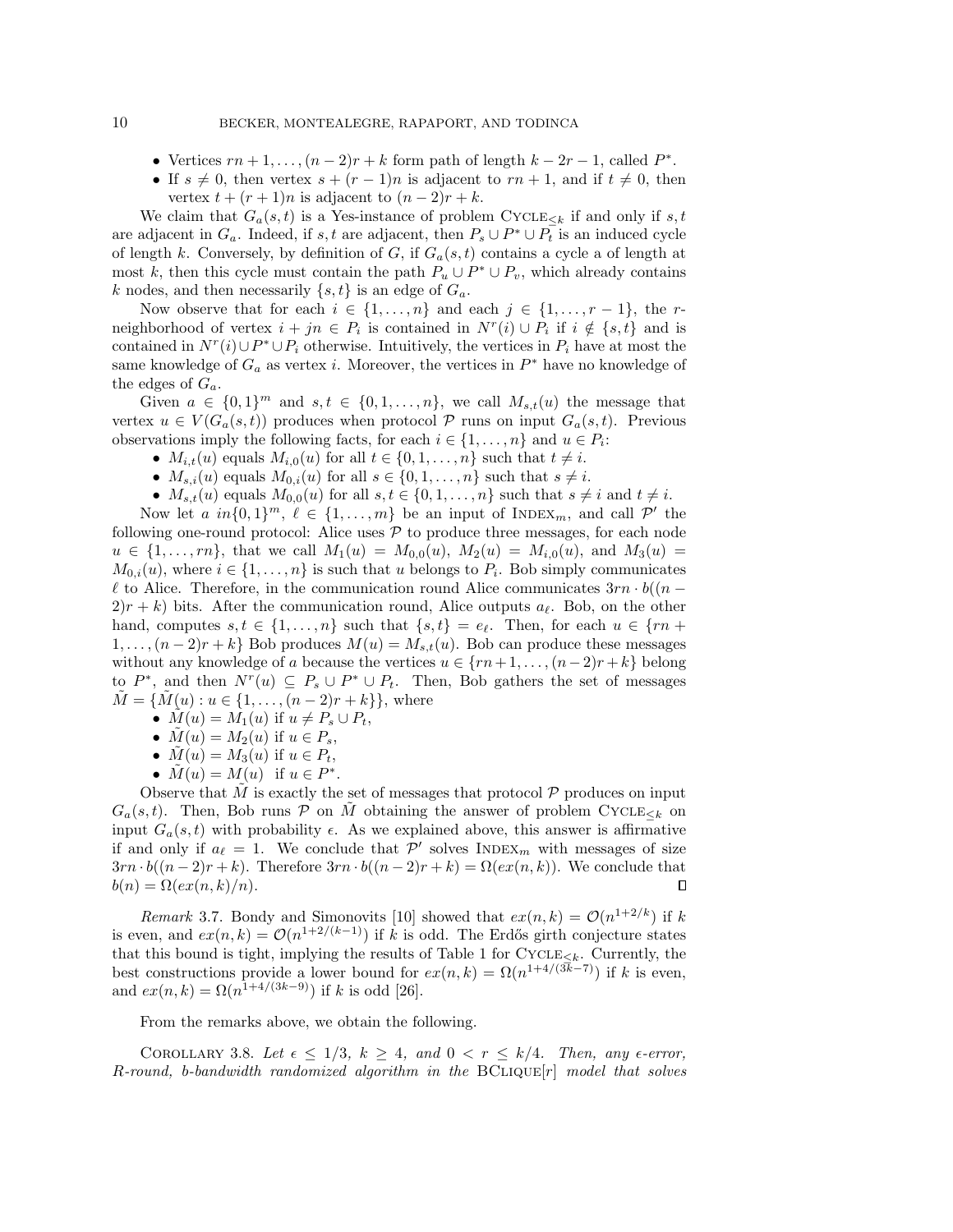- Vertices $rn+1, \dots, (n-2)r+k$ form path of length $k-2r-1$, called $P^*$.
- If $s \neq 0$, then vertex $s+(r-1)n$ is adjacent to $rn+1$, and if $t \neq 0$, then vertex $t+(r+1)n$ is adjacent to $(n-2)r+k$.

We claim that $G_a(s,t)$ is a Yes-instance of problem $\text{Cycle}_{\leq k}$ if and only if $s, t$ are adjacent in $G_a$. Indeed, if $s,t$ are adjacent, then $P_s \cup P^* \cup P_t$ is an induced cycle of length $k$. Conversely, by definition of $G$, if $G_a(s,t)$ contains a cycle a of length at most $k$, then this cycle must contain the path $P_u \cup P^* \cup P_v$, which already contains $k$ nodes, and then necessarily $\{s,t\}$ is an edge of $G_a$.

Now observe that for each $i \in \{1,\dots,n\}$ and each $j \in \{1,\dots,r-1\}$, the $r$-neighborhood of vertex $i+jn \in P_i$ is contained in $N^r(i) \cup P_i$ if $i \notin \{s,t\}$ and is contained in $N^r(i) \cup P^* \cup P_i$ otherwise. Intuitively, the vertices in $P_i$ have at most the same knowledge of $G_a$ as vertex $i$. Moreover, the vertices in $P^*$ have no knowledge of the edges of $G_a$.

Given $a \in \{0,1\}^m$ and $s,t \in \{0,1,\dots,n\}$, we call $M_{s,t}(u)$ the message that vertex $u \in V(G_a(s,t))$ produces when protocol $\mathcal{P}$ runs on input $G_a(s,t)$. Previous observations imply the following facts, for each $i \in \{1,\dots,n\}$ and $u \in P_i$:

- $M_{i,t}(u)$ equals $M_{i,0}(u)$ for all $t \in \{0,1,\dots,n\}$ such that $t \neq i$.
- $M_{s,i}(u)$ equals $M_{0,i}(u)$ for all $s \in \{0,1,\dots,n\}$ such that $s \neq i$.
- $M_{s,t}(u)$ equals $M_{0,0}(u)$ for all $s,t \in \{0,1,\dots,n\}$ such that $s \neq i$ and $t \neq i$.

Now let $a\ in\{0,1\}^m$, $\ell \in \{1,\dots,m\}$ be an input of $\text{Index}_m$, and call $\mathcal{P}'$ the following one-round protocol: Alice uses $\mathcal{P}$ to produce three messages, for each node $u \in \{1,\dots,rn\}$, that we call $M_1(u) = M_{0,0}(u)$, $M_2(u) = M_{i,0}(u)$, and $M_3(u) = M_{0,i}(u)$, where $i \in \{1,\dots,n\}$ is such that $u$ belongs to $P_i$. Bob simply communicates $\ell$ to Alice. Therefore, in the communication round Alice communicates $3rn \cdot b((n-2)r+k)$ bits. After the communication round, Alice outputs $a_\ell$. Bob, on the other hand, computes $s,t \in \{1,\dots,n\}$ such that $\{s,t\} = e_\ell$. Then, for each $u \in \{rn+1,\dots,(n-2)r+k\}$ Bob produces $M(u) = M_{s,t}(u)$. Bob can produce these messages without any knowledge of $a$ because the vertices $u \in \{rn+1,\dots,(n-2)r+k\}$ belong to $P^*$, and then $N^r(u) \subseteq P_s \cup P^* \cup P_t$. Then, Bob gathers the set of messages $\tilde{M} = \{\tilde{M}(u) : u \in \{1,\dots,(n-2)r+k\}\}$, where

- $\tilde{M}(u) = M_1(u)$ if $u \neq P_s \cup P_t$,
- $\tilde{M}(u) = M_2(u)$ if $u \in P_s$,
- $\tilde{M}(u) = M_3(u)$ if $u \in P_t$,
- $\tilde{M}(u) = M(u)$ if $u \in P^*$.

Observe that $\tilde{M}$ is exactly the set of messages that protocol $\mathcal{P}$ produces on input $G_a(s,t)$. Then, Bob runs $\mathcal{P}$ on $\tilde{M}$ obtaining the answer of problem $\text{Cycle}_{\leq k}$ on input $G_a(s,t)$ with probability $\epsilon$. As we explained above, this answer is affirmative if and only if $a_\ell = 1$. We conclude that $\mathcal{P}'$ solves $\text{Index}_m$ with messages of size $3rn \cdot b((n-2)r+k)$. Therefore $3rn \cdot b((n-2)r+k) = \Omega(ex(n,k))$. We conclude that $b(n) = \Omega(ex(n,k)/n)$. ∎

*Remark* 3.7. Bondy and Simonovits [10] showed that $ex(n,k) = \mathcal{O}(n^{1+2/k})$ if $k$ is even, and $ex(n,k) = \mathcal{O}(n^{1+2/(k-1)})$ if $k$ is odd. The Erdős girth conjecture states that this bound is tight, implying the results of Table 1 for $\text{Cycle}_{\leq k}$. Currently, the best constructions provide a lower bound for $ex(n,k) = \Omega(n^{1+4/(3k-7)})$ if $k$ is even, and $ex(n,k) = \Omega(n^{1+4/(3k-9)})$ if $k$ is odd [26].

From the remarks above, we obtain the following.

Corollary 3.8. *Let $\epsilon \leq 1/3$, $k \geq 4$, and $0 < r \leq k/4$. Then, any $\epsilon$-error, $R$-round, $b$-bandwidth randomized algorithm in the* BClique$[r]$ *model that solves*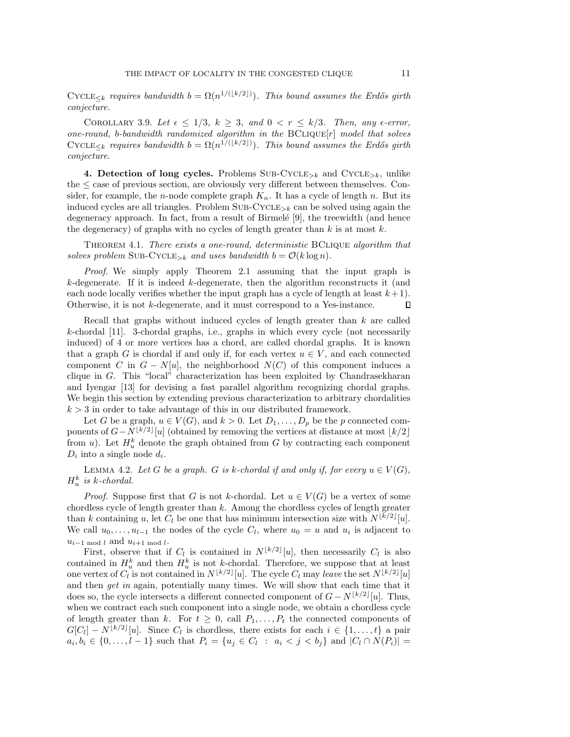CYCLE$_{\leq k}$ *requires bandwidth* $b = \Omega(n^{1/(\lfloor k/2 \rfloor)})$*. This bound assumes the Erdős girth conjecture.*

COROLLARY 3.9. *Let* $\epsilon \leq 1/3$*,* $k \geq 3$*, and* $0 < r \leq k/3$*. Then, any* $\epsilon$*-error, one-round,* $b$*-bandwidth randomized algorithm in the* BCLIQUE$[r]$ *model that solves* CYCLE$_{\leq k}$ *requires bandwidth* $b = \Omega(n^{1/(\lfloor k/2 \rfloor)})$*. This bound assumes the Erdős girth conjecture.*

## 4. Detection of long cycles.

Problems SUB-CYCLE$_{>k}$ and CYCLE$_{>k}$, unlike the $\leq$ case of previous section, are obviously very different between themselves. Consider, for example, the $n$-node complete graph $K_n$. It has a cycle of length $n$. But its induced cycles are all triangles. Problem SUB-CYCLE$_{>k}$ can be solved using again the degeneracy approach. In fact, from a result of Birmelé [9], the treewidth (and hence the degeneracy) of graphs with no cycles of length greater than $k$ is at most $k$.

THEOREM 4.1. *There exists a one-round, deterministic* BCLIQUE *algorithm that solves problem* SUB-CYCLE$_{>k}$ *and uses bandwidth* $b = \mathcal{O}(k \log n)$*.*

*Proof.* We simply apply Theorem 2.1 assuming that the input graph is $k$-degenerate. If it is indeed $k$-degenerate, then the algorithm reconstructs it (and each node locally verifies whether the input graph has a cycle of length at least $k+1$). Otherwise, it is not $k$-degenerate, and it must correspond to a Yes-instance. ∎

Recall that graphs without induced cycles of length greater than $k$ are called $k$-chordal [11]. 3-chordal graphs, i.e., graphs in which every cycle (not necessarily induced) of 4 or more vertices has a chord, are called chordal graphs. It is known that a graph $G$ is chordal if and only if, for each vertex $u \in V$, and each connected component $C$ in $G - N[u]$, the neighborhood $N(C)$ of this component induces a clique in $G$. This "local" characterization has been exploited by Chandrasekharan and Iyengar [13] for devising a fast parallel algorithm recognizing chordal graphs. We begin this section by extending previous characterization to arbitrary chordalities $k > 3$ in order to take advantage of this in our distributed framework.

Let $G$ be a graph, $u \in V(G)$, and $k > 0$. Let $D_1, \ldots, D_p$ be the $p$ connected components of $G - N^{\lfloor k/2 \rfloor}[u]$ (obtained by removing the vertices at distance at most $\lfloor k/2 \rfloor$ from $u$). Let $H_u^k$ denote the graph obtained from $G$ by contracting each component $D_i$ into a single node $d_i$.

LEMMA 4.2. *Let* $G$ *be a graph.* $G$ *is* $k$*-chordal if and only if, for every* $u \in V(G)$*,* $H_u^k$ *is* $k$*-chordal.*

*Proof.* Suppose first that $G$ is not $k$-chordal. Let $u \in V(G)$ be a vertex of some chordless cycle of length greater than $k$. Among the chordless cycles of length greater than $k$ containing $u$, let $C_l$ be one that has minimum intersection size with $N^{\lfloor k/2 \rfloor}[u]$. We call $u_0, \ldots, u_{l-1}$ the nodes of the cycle $C_l$, where $u_0 = u$ and $u_i$ is adjacent to $u_{i-1 \bmod l}$ and $u_{i+1 \bmod l}$.

First, observe that if $C_l$ is contained in $N^{\lfloor k/2 \rfloor}[u]$, then necessarily $C_l$ is also contained in $H_u^k$ and then $H_u^k$ is not $k$-chordal. Therefore, we suppose that at least one vertex of $C_l$ is not contained in $N^{\lfloor k/2 \rfloor}[u]$. The cycle $C_l$ may *leave* the set $N^{\lfloor k/2 \rfloor}[u]$ and then *get in* again, potentially many times. We will show that each time that it does so, the cycle intersects a different connected component of $G - N^{\lfloor k/2 \rfloor}[u]$. Thus, when we contract each such component into a single node, we obtain a chordless cycle of length greater than $k$. For $t \geq 0$, call $P_1, \ldots, P_t$ the connected components of $G[C_l] - N^{\lfloor k/2 \rfloor}[u]$. Since $C_l$ is chordless, there exists for each $i \in \{1, \ldots, t\}$ a pair $a_i, b_i \in \{0, \ldots, l-1\}$ such that $P_i = \{u_j \in C_l \ : \ a_i < j < b_j\}$ and $|C_l \cap N(P_i)| =$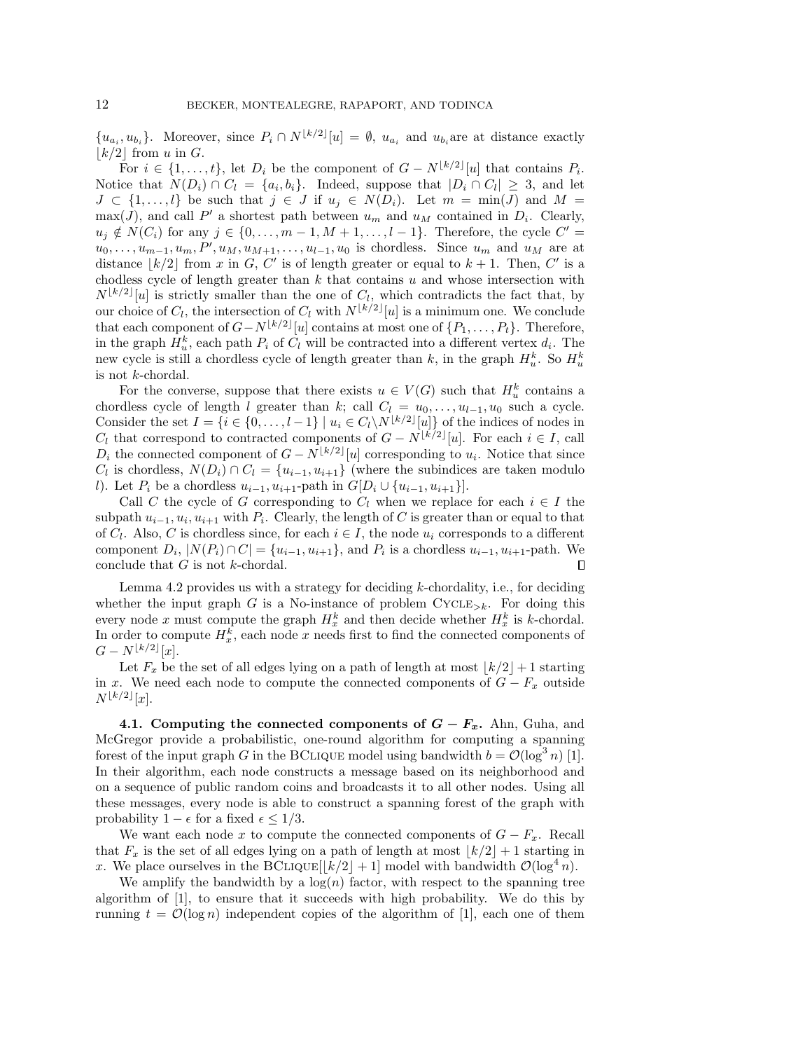$\{u_{a_i}, u_{b_i}\}$. Moreover, since $P_i \cap N^{\lfloor k/2 \rfloor}[u] = \emptyset$, $u_{a_i}$ and $u_{b_i}$are at distance exactly $\lfloor k/2 \rfloor$ from $u$ in $G$.

For $i \in \{1, \dots, t\}$, let $D_i$ be the component of $G - N^{\lfloor k/2 \rfloor}[u]$ that contains $P_i$. Notice that $N(D_i) \cap C_l = \{a_i, b_i\}$. Indeed, suppose that $|D_i \cap C_l| \geq 3$, and let $J \subset \{1, \dots, l\}$ be such that $j \in J$ if $u_j \in N(D_i)$. Let $m = \min(J)$ and $M = \max(J)$, and call $P'$ a shortest path between $u_m$ and $u_M$ contained in $D_i$. Clearly, $u_j \notin N(C_i)$ for any $j \in \{0, \dots, m-1, M+1, \dots, l-1\}$. Therefore, the cycle $C' = u_0, \dots, u_{m-1}, u_m, P', u_M, u_{M+1}, \dots, u_{l-1}, u_0$ is chordless. Since $u_m$ and $u_M$ are at distance $\lfloor k/2 \rfloor$ from $x$ in $G$, $C'$ is of length greater or equal to $k+1$. Then, $C'$ is a chodless cycle of length greater than $k$ that contains $u$ and whose intersection with $N^{\lfloor k/2 \rfloor}[u]$ is strictly smaller than the one of $C_l$, which contradicts the fact that, by our choice of $C_l$, the intersection of $C_l$ with $N^{\lfloor k/2 \rfloor}[u]$ is a minimum one. We conclude that each component of $G - N^{\lfloor k/2 \rfloor}[u]$ contains at most one of $\{P_1, \dots, P_t\}$. Therefore, in the graph $H_u^k$, each path $P_i$ of $C_l$ will be contracted into a different vertex $d_i$. The new cycle is still a chordless cycle of length greater than $k$, in the graph $H_u^k$. So $H_u^k$ is not $k$-chordal.

For the converse, suppose that there exists $u \in V(G)$ such that $H_u^k$ contains a chordless cycle of length $l$ greater than $k$; call $C_l = u_0, \dots, u_{l-1}, u_0$ such a cycle. Consider the set $I = \{i \in \{0, \dots, l-1\} \mid u_i \in C_l \setminus N^{\lfloor k/2 \rfloor}[u]\}$ of the indices of nodes in $C_l$ that correspond to contracted components of $G - N^{\lfloor k/2 \rfloor}[u]$. For each $i \in I$, call $D_i$ the connected component of $G - N^{\lfloor k/2 \rfloor}[u]$ corresponding to $u_i$. Notice that since $C_l$ is chordless, $N(D_i) \cap C_l = \{u_{i-1}, u_{i+1}\}$ (where the subindices are taken modulo $l$). Let $P_i$ be a chordless $u_{i-1}, u_{i+1}$-path in $G[D_i \cup \{u_{i-1}, u_{i+1}\}]$.

Call $C$ the cycle of $G$ corresponding to $C_l$ when we replace for each $i \in I$ the subpath $u_{i-1}, u_i, u_{i+1}$ with $P_i$. Clearly, the length of $C$ is greater than or equal to that of $C_l$. Also, $C$ is chordless since, for each $i \in I$, the node $u_i$ corresponds to a different component $D_i$, $|N(P_i) \cap C| = \{u_{i-1}, u_{i+1}\}$, and $P_i$ is a chordless $u_{i-1}, u_{i+1}$-path. We conclude that $G$ is not $k$-chordal. ∎

Lemma 4.2 provides us with a strategy for deciding $k$-chordality, i.e., for deciding whether the input graph $G$ is a No-instance of problem $\text{Cycle}_{>k}$. For doing this every node $x$ must compute the graph $H_x^k$ and then decide whether $H_x^k$ is $k$-chordal. In order to compute $H_x^k$, each node $x$ needs first to find the connected components of $G - N^{\lfloor k/2 \rfloor}[x]$.

Let $F_x$ be the set of all edges lying on a path of length at most $\lfloor k/2 \rfloor + 1$ starting in $x$. We need each node to compute the connected components of $G - F_x$ outside $N^{\lfloor k/2 \rfloor}[x]$.

### 4.1. Computing the connected components of $G - F_x$.

Ahn, Guha, and McGregor provide a probabilistic, one-round algorithm for computing a spanning forest of the input graph $G$ in the BClique model using bandwidth $b = \mathcal{O}(\log^3 n)$ [1]. In their algorithm, each node constructs a message based on its neighborhood and on a sequence of public random coins and broadcasts it to all other nodes. Using all these messages, every node is able to construct a spanning forest of the graph with probability $1 - \epsilon$ for a fixed $\epsilon \leq 1/3$.

We want each node $x$ to compute the connected components of $G - F_x$. Recall that $F_x$ is the set of all edges lying on a path of length at most $\lfloor k/2 \rfloor + 1$ starting in $x$. We place ourselves in the BClique$[\lfloor k/2 \rfloor + 1]$ model with bandwidth $\mathcal{O}(\log^4 n)$.

We amplify the bandwidth by a $\log(n)$ factor, with respect to the spanning tree algorithm of [1], to ensure that it succeeds with high probability. We do this by running $t = \mathcal{O}(\log n)$ independent copies of the algorithm of [1], each one of them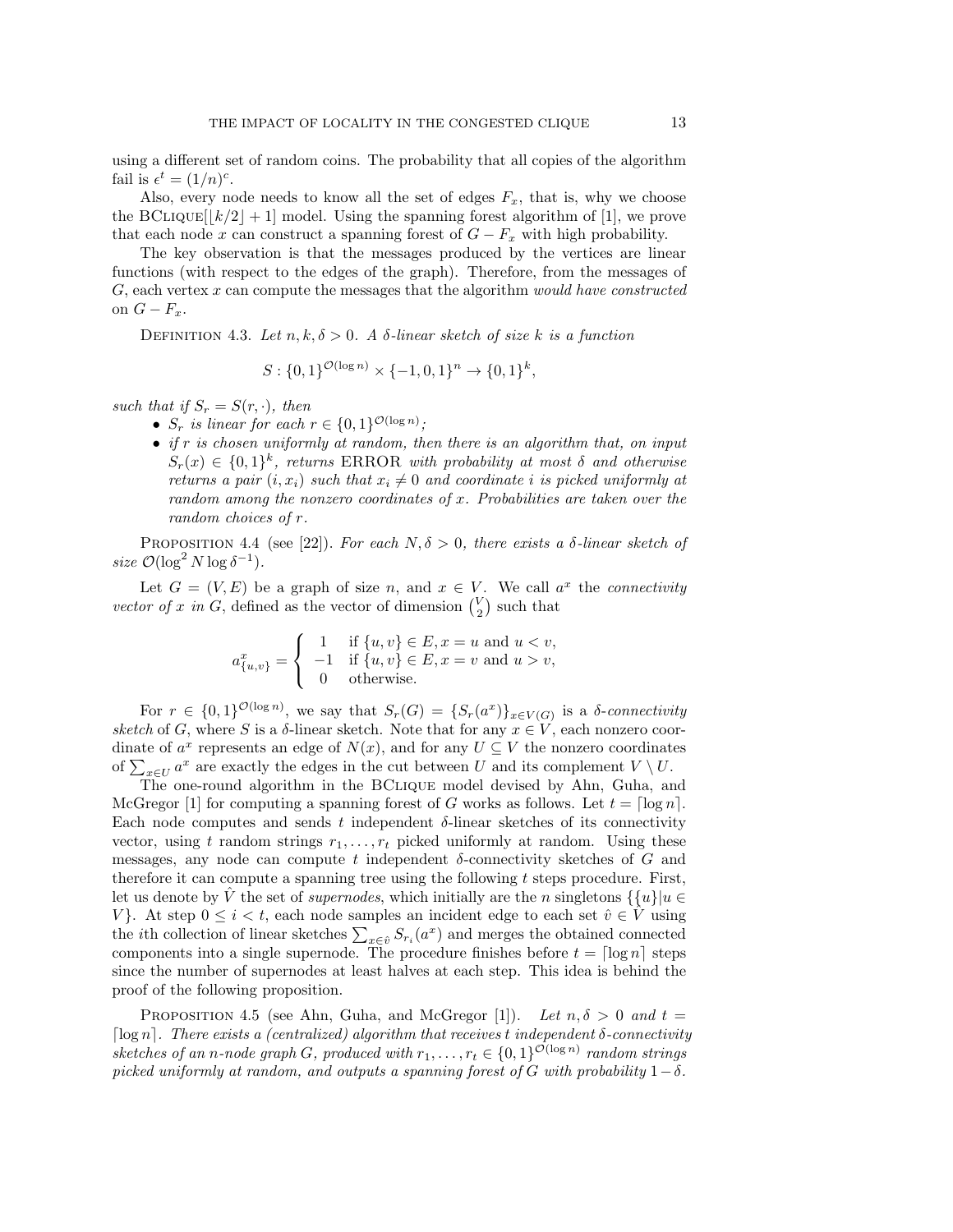using a different set of random coins. The probability that all copies of the algorithm fail is $\epsilon^t = (1/n)^c$.

Also, every node needs to know all the set of edges $F_x$, that is, why we choose the BClique$[\lfloor k/2 \rfloor + 1]$ model. Using the spanning forest algorithm of [1], we prove that each node $x$ can construct a spanning forest of $G - F_x$ with high probability.

The key observation is that the messages produced by the vertices are linear functions (with respect to the edges of the graph). Therefore, from the messages of $G$, each vertex $x$ can compute the messages that the algorithm *would have constructed* on $G - F_x$.

Definition 4.3. *Let $n, k, \delta > 0$. A $\delta$-linear sketch of size $k$ is a function*

$$S : \{0,1\}^{\mathcal{O}(\log n)} \times \{-1, 0, 1\}^n \to \{0,1\}^k,$$

*such that if $S_r = S(r, \cdot)$, then*

- *$S_r$ is linear for each $r \in \{0,1\}^{\mathcal{O}(\log n)}$;*
- *if $r$ is chosen uniformly at random, then there is an algorithm that, on input $S_r(x) \in \{0,1\}^k$, returns* ERROR *with probability at most $\delta$ and otherwise returns a pair $(i, x_i)$ such that $x_i \neq 0$ and coordinate $i$ is picked uniformly at random among the nonzero coordinates of $x$. Probabilities are taken over the random choices of $r$.*

Proposition 4.4 (see [22]). *For each $N, \delta > 0$, there exists a $\delta$-linear sketch of size $\mathcal{O}(\log^2 N \log \delta^{-1})$.*

Let $G = (V, E)$ be a graph of size $n$, and $x \in V$. We call $a^x$ the *connectivity vector of $x$ in $G$*, defined as the vector of dimension $\binom{V}{2}$ such that

$$a^x_{\{u,v\}} = \begin{cases} 1 & \text{if } \{u,v\} \in E, x = u \text{ and } u < v, \\ -1 & \text{if } \{u,v\} \in E, x = v \text{ and } u > v, \\ 0 & \text{otherwise.} \end{cases}$$

For $r \in \{0,1\}^{\mathcal{O}(\log n)}$, we say that $S_r(G) = \{S_r(a^x)\}_{x \in V(G)}$ is a *$\delta$-connectivity sketch* of $G$, where $S$ is a $\delta$-linear sketch. Note that for any $x \in V$, each nonzero coordinate of $a^x$ represents an edge of $N(x)$, and for any $U \subseteq V$ the nonzero coordinates of $\sum_{x \in U} a^x$ are exactly the edges in the cut between $U$ and its complement $V \setminus U$.

The one-round algorithm in the BClique model devised by Ahn, Guha, and McGregor [1] for computing a spanning forest of $G$ works as follows. Let $t = \lceil \log n \rceil$. Each node computes and sends $t$ independent $\delta$-linear sketches of its connectivity vector, using $t$ random strings $r_1, \ldots, r_t$ picked uniformly at random. Using these messages, any node can compute $t$ independent $\delta$-connectivity sketches of $G$ and therefore it can compute a spanning tree using the following $t$ steps procedure. First, let us denote by $\hat{V}$ the set of *supernodes*, which initially are the $n$ singletons $\{\{u\} | u \in V\}$. At step $0 \leq i < t$, each node samples an incident edge to each set $\hat{v} \in \hat{V}$ using the $i$th collection of linear sketches $\sum_{x \in \hat{v}} S_{r_i}(a^x)$ and merges the obtained connected components into a single supernode. The procedure finishes before $t = \lceil \log n \rceil$ steps since the number of supernodes at least halves at each step. This idea is behind the proof of the following proposition.

Proposition 4.5 (see Ahn, Guha, and McGregor [1]). *Let $n, \delta > 0$ and $t = \lceil \log n \rceil$. There exists a (centralized) algorithm that receives $t$ independent $\delta$-connectivity sketches of an $n$-node graph $G$, produced with $r_1, \ldots, r_t \in \{0,1\}^{\mathcal{O}(\log n)}$ random strings picked uniformly at random, and outputs a spanning forest of $G$ with probability $1 - \delta$.*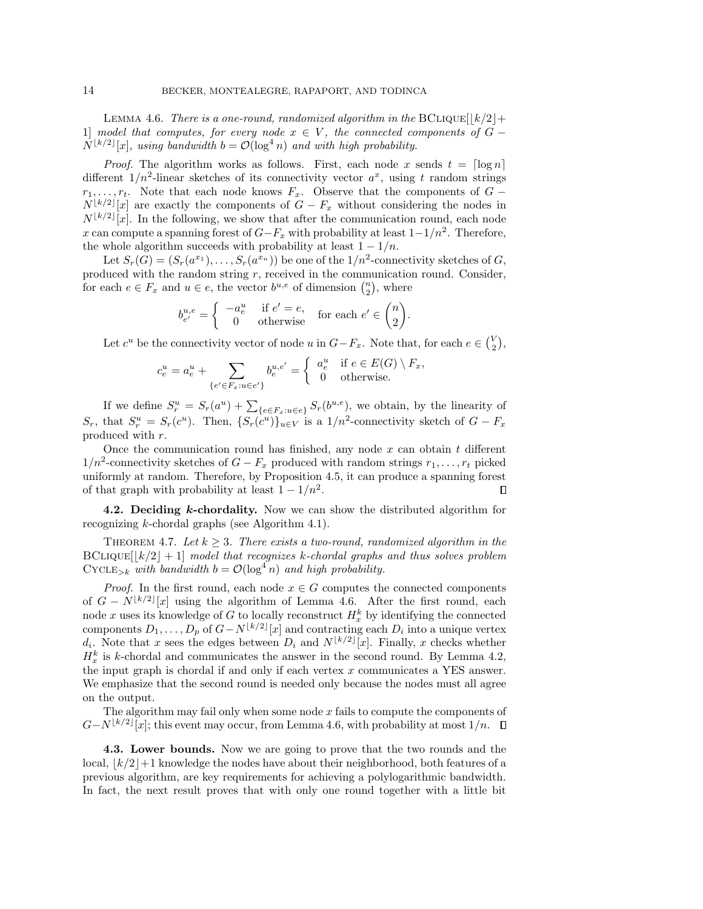LEMMA 4.6. *There is a one-round, randomized algorithm in the* BCLIQUE$[\lfloor k/2 \rfloor + 1]$ *model that computes, for every node* $x \in V$*, the connected components of* $G - N^{\lfloor k/2 \rfloor}[x]$*, using bandwidth* $b = \mathcal{O}(\log^4 n)$ *and with high probability.*

*Proof.* The algorithm works as follows. First, each node $x$ sends $t = \lceil \log n \rceil$ different $1/n^2$-linear sketches of its connectivity vector $a^x$, using $t$ random strings $r_1, \dots, r_t$. Note that each node knows $F_x$. Observe that the components of $G - N^{\lfloor k/2 \rfloor}[x]$ are exactly the components of $G - F_x$ without considering the nodes in $N^{\lfloor k/2 \rfloor}[x]$. In the following, we show that after the communication round, each node $x$ can compute a spanning forest of $G - F_x$ with probability at least $1 - 1/n^2$. Therefore, the whole algorithm succeeds with probability at least $1 - 1/n$.

Let $S_r(G) = (S_r(a^{x_1}), \dots, S_r(a^{x_n}))$ be one of the $1/n^2$-connectivity sketches of $G$, produced with the random string $r$, received in the communication round. Consider, for each $e \in F_x$ and $u \in e$, the vector $b^{u,e}$ of dimension $\binom{n}{2}$, where

$$b^{u,e}_{e'} = \begin{cases} -a^u_e & \text{if } e' = e, \\ 0 & \text{otherwise} \end{cases} \quad \text{for each } e' \in \binom{n}{2}.$$

Let $c^u$ be the connectivity vector of node $u$ in $G - F_x$. Note that, for each $e \in \binom{V}{2}$,

$$c^u_e = a^u_e + \sum_{\{e' \in F_x : u \in e'\}} b^{u,e'}_e = \begin{cases} a^u_e & \text{if } e \in E(G) \setminus F_x, \\ 0 & \text{otherwise.} \end{cases}$$

If we define $S^u_r = S_r(a^u) + \sum_{\{e \in F_x : u \in e\}} S_r(b^{u,e})$, we obtain, by the linearity of $S_r$, that $S^u_r = S_r(c^u)$. Then, $\{S_r(c^u)\}_{u \in V}$ is a $1/n^2$-connectivity sketch of $G - F_x$ produced with $r$.

Once the communication round has finished, any node $x$ can obtain $t$ different $1/n^2$-connectivity sketches of $G - F_x$ produced with random strings $r_1, \dots, r_t$ picked uniformly at random. Therefore, by Proposition 4.5, it can produce a spanning forest of that graph with probability at least $1 - 1/n^2$. ∎

**4.2. Deciding *k*-chordality.** Now we can show the distributed algorithm for recognizing $k$-chordal graphs (see Algorithm 4.1).

THEOREM 4.7. *Let* $k \geq 3$*. There exists a two-round, randomized algorithm in the* BCLIQUE$[\lfloor k/2 \rfloor + 1]$ *model that recognizes* $k$*-chordal graphs and thus solves problem* CYCLE$_{>k}$ *with bandwidth* $b = \mathcal{O}(\log^4 n)$ *and high probability.*

*Proof.* In the first round, each node $x \in G$ computes the connected components of $G - N^{\lfloor k/2 \rfloor}[x]$ using the algorithm of Lemma 4.6. After the first round, each node $x$ uses its knowledge of $G$ to locally reconstruct $H^k_x$ by identifying the connected components $D_1, \dots, D_p$ of $G - N^{\lfloor k/2 \rfloor}[x]$ and contracting each $D_i$ into a unique vertex $d_i$. Note that $x$ sees the edges between $D_i$ and $N^{\lfloor k/2 \rfloor}[x]$. Finally, $x$ checks whether $H^k_x$ is $k$-chordal and communicates the answer in the second round. By Lemma 4.2, the input graph is chordal if and only if each vertex $x$ communicates a YES answer. We emphasize that the second round is needed only because the nodes must all agree on the output.

The algorithm may fail only when some node $x$ fails to compute the components of $G - N^{\lfloor k/2 \rfloor}[x]$; this event may occur, from Lemma 4.6, with probability at most $1/n$. ∎

**4.3. Lower bounds.** Now we are going to prove that the two rounds and the local, $\lfloor k/2 \rfloor + 1$ knowledge the nodes have about their neighborhood, both features of a previous algorithm, are key requirements for achieving a polylogarithmic bandwidth. In fact, the next result proves that with only one round together with a little bit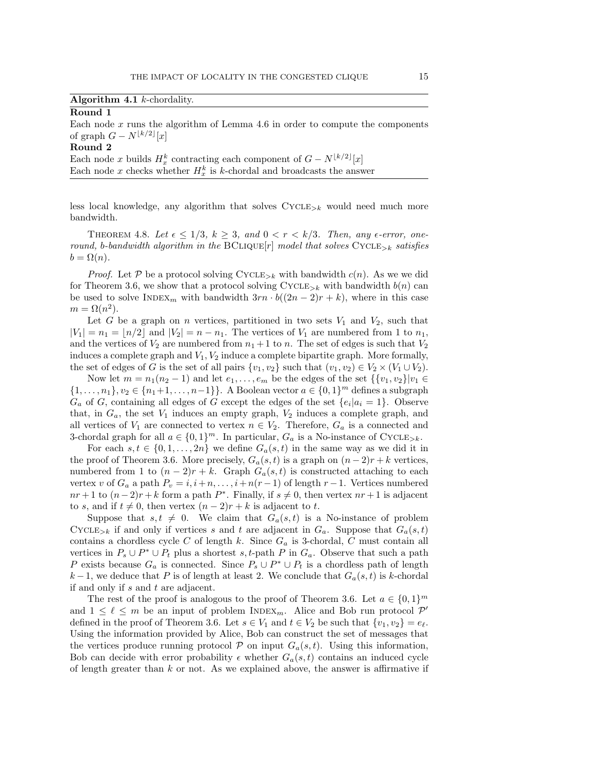**Algorithm 4.1** $k$-chordality.

**Round 1**

Each node $x$ runs the algorithm of Lemma 4.6 in order to compute the components of graph $G - N^{\lfloor k/2 \rfloor}[x]$

**Round 2**

Each node $x$ builds $H_x^k$ contracting each component of $G - N^{\lfloor k/2 \rfloor}[x]$

Each node $x$ checks whether $H_x^k$ is $k$-chordal and broadcasts the answer

---

less local knowledge, any algorithm that solves $\text{Cycle}_{>k}$ would need much more bandwidth.

Theorem 4.8. *Let $\epsilon \leq 1/3$, $k \geq 3$, and $0 < r < k/3$. Then, any $\epsilon$-error, one-round, $b$-bandwidth algorithm in the* BClique$[r]$ *model that solves $\text{Cycle}_{>k}$ satisfies $b = \Omega(n)$.*

*Proof.* Let $\mathcal{P}$ be a protocol solving $\text{Cycle}_{>k}$ with bandwidth $c(n)$. As we we did for Theorem 3.6, we show that a protocol solving $\text{Cycle}_{>k}$ with bandwidth $b(n)$ can be used to solve $\text{Index}_m$ with bandwidth $3rn \cdot b((2n-2)r + k)$, where in this case $m = \Omega(n^2)$.

Let $G$ be a graph on $n$ vertices, partitioned in two sets $V_1$ and $V_2$, such that $|V_1| = n_1 = \lfloor n/2 \rfloor$ and $|V_2| = n - n_1$. The vertices of $V_1$ are numbered from 1 to $n_1$, and the vertices of $V_2$ are numbered from $n_1 + 1$ to $n$. The set of edges is such that $V_2$ induces a complete graph and $V_1, V_2$ induce a complete bipartite graph. More formally, the set of edges of $G$ is the set of all pairs $\{v_1, v_2\}$ such that $(v_1, v_2) \in V_2 \times (V_1 \cup V_2)$.

Now let $m = n_1(n_2 - 1)$ and let $e_1, \dots, e_m$ be the edges of the set $\{\{v_1, v_2\} | v_1 \in \{1, \dots, n_1\}, v_2 \in \{n_1+1, \dots, n-1\}\}$. A Boolean vector $a \in \{0,1\}^m$ defines a subgraph $G_a$ of $G$, containing all edges of $G$ except the edges of the set $\{e_i | a_i = 1\}$. Observe that, in $G_a$, the set $V_1$ induces an empty graph, $V_2$ induces a complete graph, and all vertices of $V_1$ are connected to vertex $n \in V_2$. Therefore, $G_a$ is a connected and 3-chordal graph for all $a \in \{0,1\}^m$. In particular, $G_a$ is a No-instance of $\text{Cycle}_{>k}$.

For each $s, t \in \{0, 1, \dots, 2n\}$ we define $G_a(s,t)$ in the same way as we did it in the proof of Theorem 3.6. More precisely, $G_a(s,t)$ is a graph on $(n-2)r + k$ vertices, numbered from 1 to $(n-2)r + k$. Graph $G_a(s,t)$ is constructed attaching to each vertex $v$ of $G_a$ a path $P_v = i, i+n, \dots, i+n(r-1)$ of length $r - 1$. Vertices numbered $nr + 1$ to $(n-2)r + k$ form a path $P^*$. Finally, if $s \neq 0$, then vertex $nr + 1$ is adjacent to $s$, and if $t \neq 0$, then vertex $(n-2)r + k$ is adjacent to $t$.

Suppose that $s, t \neq 0$. We claim that $G_a(s,t)$ is a No-instance of problem $\text{Cycle}_{>k}$ if and only if vertices $s$ and $t$ are adjacent in $G_a$. Suppose that $G_a(s,t)$ contains a chordless cycle $C$ of length $k$. Since $G_a$ is 3-chordal, $C$ must contain all vertices in $P_s \cup P^* \cup P_t$ plus a shortest $s,t$-path $P$ in $G_a$. Observe that such a path $P$ exists because $G_a$ is connected. Since $P_s \cup P^* \cup P_t$ is a chordless path of length $k - 1$, we deduce that $P$ is of length at least 2. We conclude that $G_a(s,t)$ is $k$-chordal if and only if $s$ and $t$ are adjacent.

The rest of the proof is analogous to the proof of Theorem 3.6. Let $a \in \{0,1\}^m$ and $1 \leq \ell \leq m$ be an input of problem $\text{Index}_m$. Alice and Bob run protocol $\mathcal{P}'$ defined in the proof of Theorem 3.6. Let $s \in V_1$ and $t \in V_2$ be such that $\{v_1, v_2\} = e_\ell$. Using the information provided by Alice, Bob can construct the set of messages that the vertices produce running protocol $\mathcal{P}$ on input $G_a(s,t)$. Using this information, Bob can decide with error probability $\epsilon$ whether $G_a(s,t)$ contains an induced cycle of length greater than $k$ or not. As we explained above, the answer is affirmative if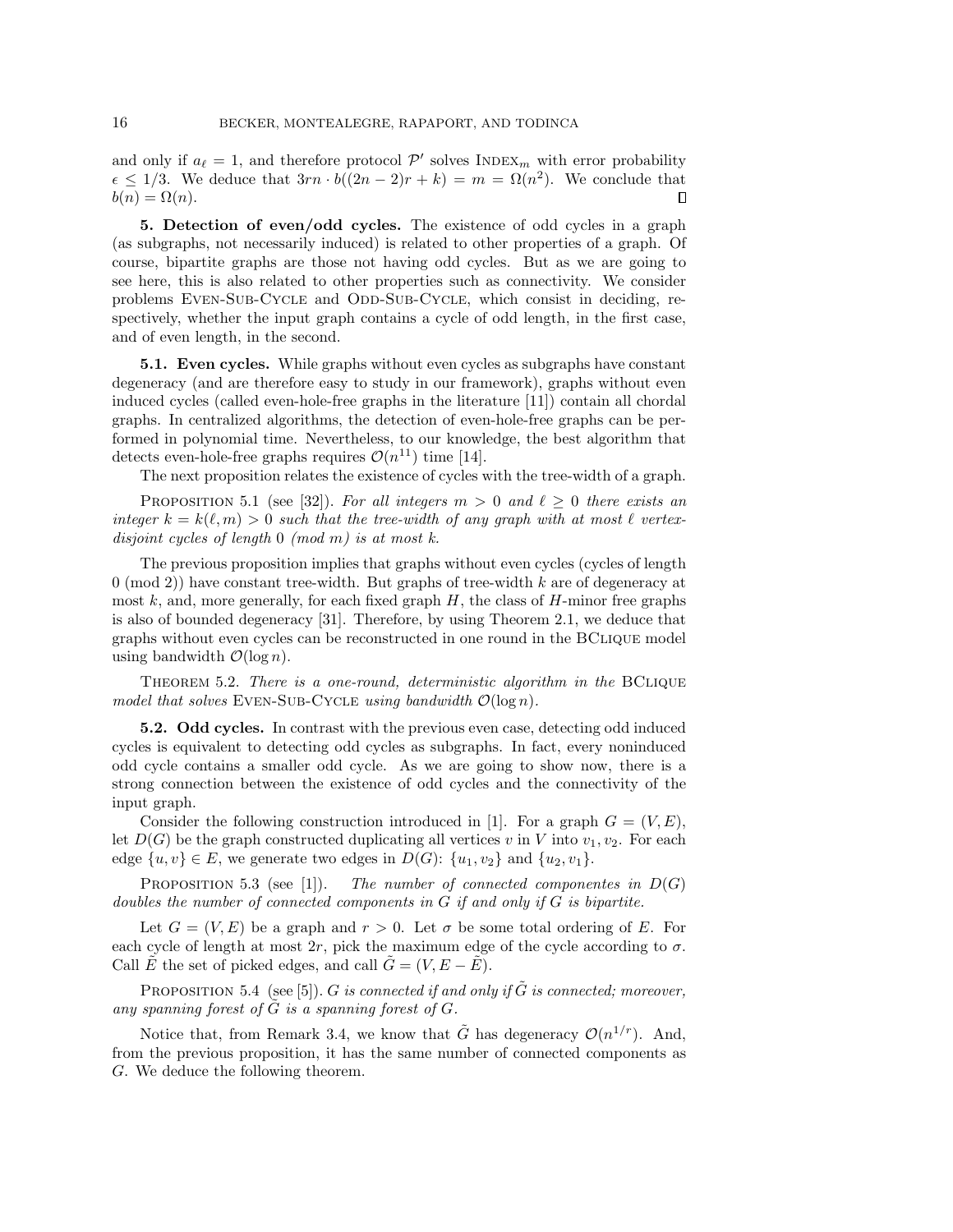and only if $a_\ell = 1$, and therefore protocol $\mathcal{P}'$ solves Index$_m$ with error probability $\epsilon \leq 1/3$. We deduce that $3rn \cdot b((2n-2)r + k) = m = \Omega(n^2)$. We conclude that $b(n) = \Omega(n)$. ∎

**5. Detection of even/odd cycles.** The existence of odd cycles in a graph (as subgraphs, not necessarily induced) is related to other properties of a graph. Of course, bipartite graphs are those not having odd cycles. But as we are going to see here, this is also related to other properties such as connectivity. We consider problems Even-Sub-Cycle and Odd-Sub-Cycle, which consist in deciding, respectively, whether the input graph contains a cycle of odd length, in the first case, and of even length, in the second.

**5.1. Even cycles.** While graphs without even cycles as subgraphs have constant degeneracy (and are therefore easy to study in our framework), graphs without even induced cycles (called even-hole-free graphs in the literature [11]) contain all chordal graphs. In centralized algorithms, the detection of even-hole-free graphs can be performed in polynomial time. Nevertheless, to our knowledge, the best algorithm that detects even-hole-free graphs requires $\mathcal{O}(n^{11})$ time [14].

The next proposition relates the existence of cycles with the tree-width of a graph.

Proposition 5.1 (see [32]). *For all integers $m > 0$ and $\ell \geq 0$ there exists an integer $k = k(\ell, m) > 0$ such that the tree-width of any graph with at most $\ell$ vertex-disjoint cycles of length $0 \pmod m$ is at most $k$.*

The previous proposition implies that graphs without even cycles (cycles of length $0 \pmod 2$) have constant tree-width. But graphs of tree-width $k$ are of degeneracy at most $k$, and, more generally, for each fixed graph $H$, the class of $H$-minor free graphs is also of bounded degeneracy [31]. Therefore, by using Theorem 2.1, we deduce that graphs without even cycles can be reconstructed in one round in the BClique model using bandwidth $\mathcal{O}(\log n)$.

Theorem 5.2. *There is a one-round, deterministic algorithm in the* BClique *model that solves* Even-Sub-Cycle *using bandwidth $\mathcal{O}(\log n)$.*

**5.2. Odd cycles.** In contrast with the previous even case, detecting odd induced cycles is equivalent to detecting odd cycles as subgraphs. In fact, every noninduced odd cycle contains a smaller odd cycle. As we are going to show now, there is a strong connection between the existence of odd cycles and the connectivity of the input graph.

Consider the following construction introduced in [1]. For a graph $G = (V, E)$, let $D(G)$ be the graph constructed duplicating all vertices $v$ in $V$ into $v_1, v_2$. For each edge $\{u, v\} \in E$, we generate two edges in $D(G)$: $\{u_1, v_2\}$ and $\{u_2, v_1\}$.

Proposition 5.3 (see [1]). *The number of connected componentes in $D(G)$ doubles the number of connected components in $G$ if and only if $G$ is bipartite.*

Let $G = (V, E)$ be a graph and $r > 0$. Let $\sigma$ be some total ordering of $E$. For each cycle of length at most $2r$, pick the maximum edge of the cycle according to $\sigma$. Call $\tilde{E}$ the set of picked edges, and call $\tilde{G} = (V, E - \tilde{E})$.

Proposition 5.4 (see [5]). *$G$ is connected if and only if $\tilde{G}$ is connected; moreover, any spanning forest of $\tilde{G}$ is a spanning forest of $G$.*

Notice that, from Remark 3.4, we know that $\tilde{G}$ has degeneracy $\mathcal{O}(n^{1/r})$. And, from the previous proposition, it has the same number of connected components as $G$. We deduce the following theorem.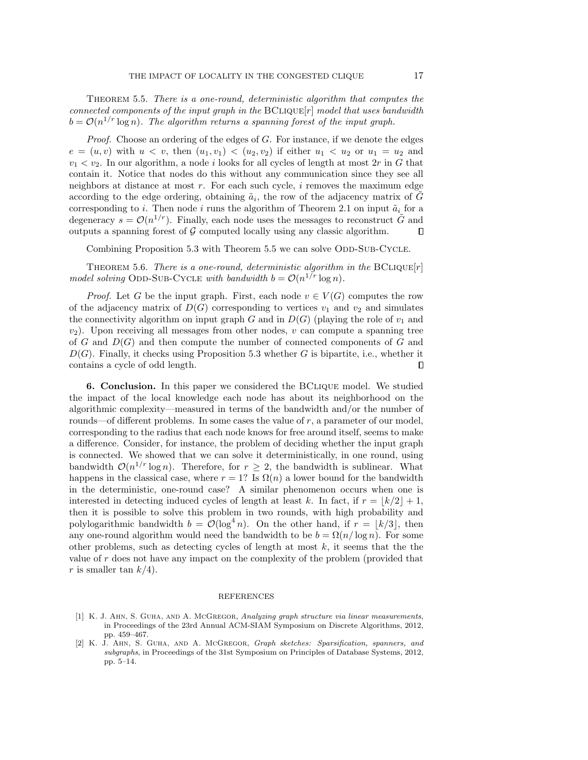THEOREM 5.5. *There is a one-round, deterministic algorithm that computes the connected components of the input graph in the* BCLIQUE$[r]$ *model that uses bandwidth* $b = \mathcal{O}(n^{1/r} \log n)$. *The algorithm returns a spanning forest of the input graph.*

*Proof.* Choose an ordering of the edges of $G$. For instance, if we denote the edges $e = (u, v)$ with $u < v$, then $(u_1, v_1) < (u_2, v_2)$ if either $u_1 < u_2$ or $u_1 = u_2$ and $v_1 < v_2$. In our algorithm, a node $i$ looks for all cycles of length at most $2r$ in $G$ that contain it. Notice that nodes do this without any communication since they see all neighbors at distance at most $r$. For each such cycle, $i$ removes the maximum edge according to the edge ordering, obtaining $\tilde{a}_i$, the row of the adjacency matrix of $\tilde{G}$ corresponding to $i$. Then node $i$ runs the algorithm of Theorem 2.1 on input $\tilde{a}_i$ for a degeneracy $s = \mathcal{O}(n^{1/r})$. Finally, each node uses the messages to reconstruct $\tilde{G}$ and outputs a spanning forest of $\mathcal{G}$ computed locally using any classic algorithm. ∎

Combining Proposition 5.3 with Theorem 5.5 we can solve ODD-SUB-CYCLE.

THEOREM 5.6. *There is a one-round, deterministic algorithm in the* BCLIQUE$[r]$ *model solving* ODD-SUB-CYCLE *with bandwidth* $b = \mathcal{O}(n^{1/r} \log n)$.

*Proof.* Let $G$ be the input graph. First, each node $v \in V(G)$ computes the row of the adjacency matrix of $D(G)$ corresponding to vertices $v_1$ and $v_2$ and simulates the connectivity algorithm on input graph $G$ and in $D(G)$ (playing the role of $v_1$ and $v_2$). Upon receiving all messages from other nodes, $v$ can compute a spanning tree of $G$ and $D(G)$ and then compute the number of connected components of $G$ and $D(G)$. Finally, it checks using Proposition 5.3 whether $G$ is bipartite, i.e., whether it contains a cycle of odd length. ∎

**6. Conclusion.** In this paper we considered the BCLIQUE model. We studied the impact of the local knowledge each node has about its neighborhood on the algorithmic complexity—measured in terms of the bandwidth and/or the number of rounds—of different problems. In some cases the value of $r$, a parameter of our model, corresponding to the radius that each node knows for free around itself, seems to make a difference. Consider, for instance, the problem of deciding whether the input graph is connected. We showed that we can solve it deterministically, in one round, using bandwidth $\mathcal{O}(n^{1/r} \log n)$. Therefore, for $r \geq 2$, the bandwidth is sublinear. What happens in the classical case, where $r = 1$? Is $\Omega(n)$ a lower bound for the bandwidth in the deterministic, one-round case? A similar phenomenon occurs when one is interested in detecting induced cycles of length at least $k$. In fact, if $r = \lfloor k/2 \rfloor + 1$, then it is possible to solve this problem in two rounds, with high probability and polylogarithmic bandwidth $b = \mathcal{O}(\log^4 n)$. On the other hand, if $r = \lfloor k/3 \rfloor$, then any one-round algorithm would need the bandwidth to be $b = \Omega(n/\log n)$. For some other problems, such as detecting cycles of length at most $k$, it seems that the the value of $r$ does not have any impact on the complexity of the problem (provided that $r$ is smaller tan $k/4$).

## REFERENCES

[1] K. J. AHN, S. GUHA, AND A. MCGREGOR, *Analyzing graph structure via linear measurements*, in Proceedings of the 23rd Annual ACM-SIAM Symposium on Discrete Algorithms, 2012, pp. 459–467.

[2] K. J. AHN, S. GUHA, AND A. MCGREGOR, *Graph sketches: Sparsification, spanners, and subgraphs*, in Proceedings of the 31st Symposium on Principles of Database Systems, 2012, pp. 5–14.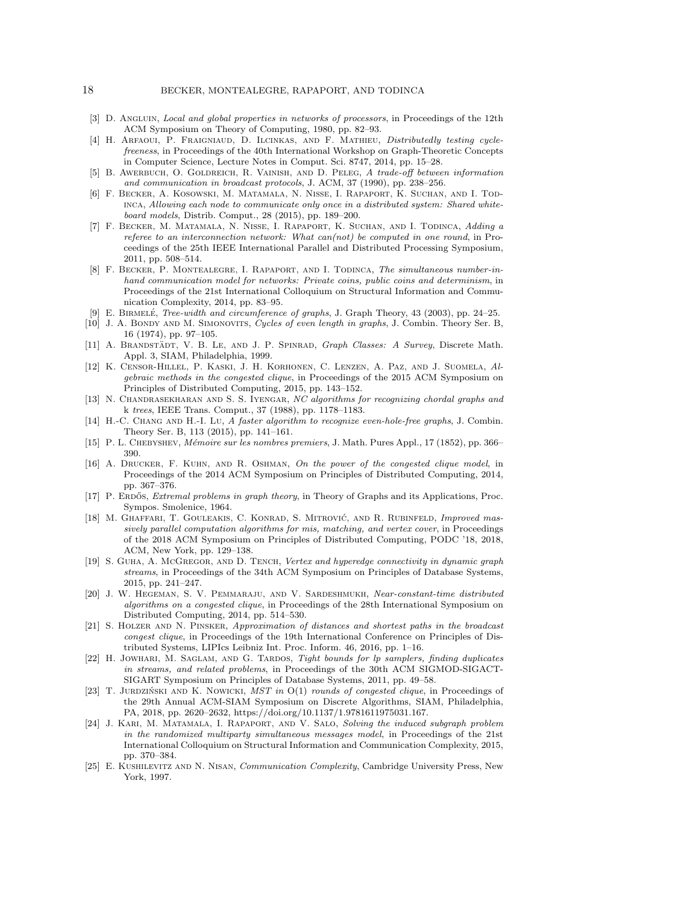- [3] D. Angluin, *Local and global properties in networks of processors*, in Proceedings of the 12th ACM Symposium on Theory of Computing, 1980, pp. 82–93.
- [4] H. Arfaoui, P. Fraigniaud, D. Ilcinkas, and F. Mathieu, *Distributedly testing cycle-freeness*, in Proceedings of the 40th International Workshop on Graph-Theoretic Concepts in Computer Science, Lecture Notes in Comput. Sci. 8747, 2014, pp. 15–28.
- [5] B. Awerbuch, O. Goldreich, R. Vainish, and D. Peleg, *A trade-off between information and communication in broadcast protocols*, J. ACM, 37 (1990), pp. 238–256.
- [6] F. Becker, A. Kosowski, M. Matamala, N. Nisse, I. Rapaport, K. Suchan, and I. Todinca, *Allowing each node to communicate only once in a distributed system: Shared whiteboard models*, Distrib. Comput., 28 (2015), pp. 189–200.
- [7] F. Becker, M. Matamala, N. Nisse, I. Rapaport, K. Suchan, and I. Todinca, *Adding a referee to an interconnection network: What can(not) be computed in one round*, in Proceedings of the 25th IEEE International Parallel and Distributed Processing Symposium, 2011, pp. 508–514.
- [8] F. Becker, P. Montealegre, I. Rapaport, and I. Todinca, *The simultaneous number-in-hand communication model for networks: Private coins, public coins and determinism*, in Proceedings of the 21st International Colloquium on Structural Information and Communication Complexity, 2014, pp. 83–95.
- [9] E. Birmelé, *Tree-width and circumference of graphs*, J. Graph Theory, 43 (2003), pp. 24–25.
- [10] J. A. Bondy and M. Simonovits, *Cycles of even length in graphs*, J. Combin. Theory Ser. B, 16 (1974), pp. 97–105.
- [11] A. Brandstädt, V. B. Le, and J. P. Spinrad, *Graph Classes: A Survey*, Discrete Math. Appl. 3, SIAM, Philadelphia, 1999.
- [12] K. Censor-Hillel, P. Kaski, J. H. Korhonen, C. Lenzen, A. Paz, and J. Suomela, *Algebraic methods in the congested clique*, in Proceedings of the 2015 ACM Symposium on Principles of Distributed Computing, 2015, pp. 143–152.
- [13] N. Chandrasekharan and S. S. Iyengar, *NC algorithms for recognizing chordal graphs and k trees*, IEEE Trans. Comput., 37 (1988), pp. 1178–1183.
- [14] H.-C. Chang and H.-I. Lu, *A faster algorithm to recognize even-hole-free graphs*, J. Combin. Theory Ser. B, 113 (2015), pp. 141–161.
- [15] P. L. Chebyshev, *Mémoire sur les nombres premiers*, J. Math. Pures Appl., 17 (1852), pp. 366–390.
- [16] A. Drucker, F. Kuhn, and R. Oshman, *On the power of the congested clique model*, in Proceedings of the 2014 ACM Symposium on Principles of Distributed Computing, 2014, pp. 367–376.
- [17] P. Erdős, *Extremal problems in graph theory*, in Theory of Graphs and its Applications, Proc. Sympos. Smolenice, 1964.
- [18] M. Ghaffari, T. Gouleakis, C. Konrad, S. Mitrović, and R. Rubinfeld, *Improved massively parallel computation algorithms for mis, matching, and vertex cover*, in Proceedings of the 2018 ACM Symposium on Principles of Distributed Computing, PODC '18, 2018, ACM, New York, pp. 129–138.
- [19] S. Guha, A. McGregor, and D. Tench, *Vertex and hyperedge connectivity in dynamic graph streams*, in Proceedings of the 34th ACM Symposium on Principles of Database Systems, 2015, pp. 241–247.
- [20] J. W. Hegeman, S. V. Pemmaraju, and V. Sardeshmukh, *Near-constant-time distributed algorithms on a congested clique*, in Proceedings of the 28th International Symposium on Distributed Computing, 2014, pp. 514–530.
- [21] S. Holzer and N. Pinsker, *Approximation of distances and shortest paths in the broadcast congest clique*, in Proceedings of the 19th International Conference on Principles of Distributed Systems, LIPIcs Leibniz Int. Proc. Inform. 46, 2016, pp. 1–16.
- [22] H. Jowhari, M. Saglam, and G. Tardos, *Tight bounds for lp samplers, finding duplicates in streams, and related problems*, in Proceedings of the 30th ACM SIGMOD-SIGACT-SIGART Symposium on Principles of Database Systems, 2011, pp. 49–58.
- [23] T. Jurdziński and K. Nowicki, *MST in* O(1) *rounds of congested clique*, in Proceedings of the 29th Annual ACM-SIAM Symposium on Discrete Algorithms, SIAM, Philadelphia, PA, 2018, pp. 2620–2632, https://doi.org/10.1137/1.9781611975031.167.
- [24] J. Kari, M. Matamala, I. Rapaport, and V. Salo, *Solving the induced subgraph problem in the randomized multiparty simultaneous messages model*, in Proceedings of the 21st International Colloquium on Structural Information and Communication Complexity, 2015, pp. 370–384.
- [25] E. Kushilevitz and N. Nisan, *Communication Complexity*, Cambridge University Press, New York, 1997.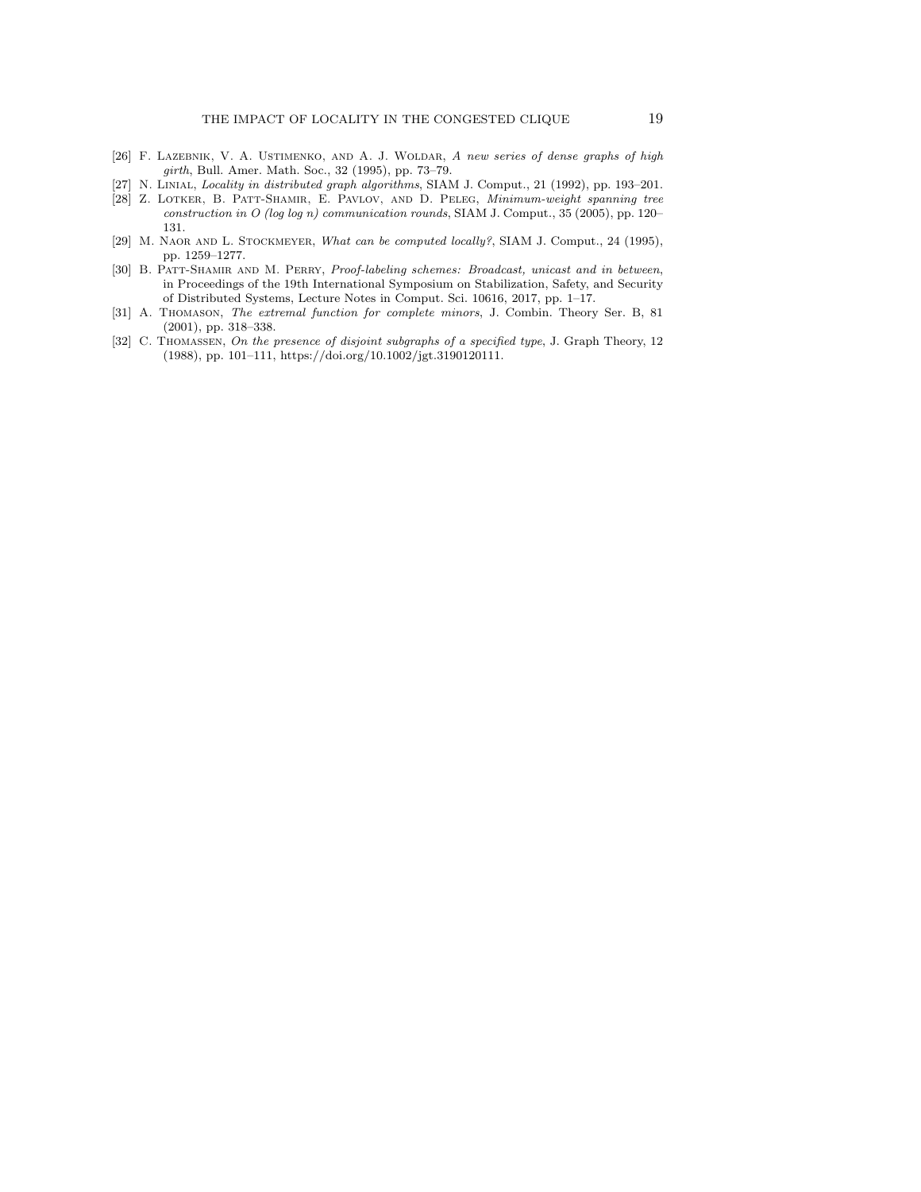[26] F. Lazebnik, V. A. Ustimenko, and A. J. Woldar, *A new series of dense graphs of high girth*, Bull. Amer. Math. Soc., 32 (1995), pp. 73–79.

[27] N. Linial, *Locality in distributed graph algorithms*, SIAM J. Comput., 21 (1992), pp. 193–201.

[28] Z. Lotker, B. Patt-Shamir, E. Pavlov, and D. Peleg, *Minimum-weight spanning tree construction in O (log log n) communication rounds*, SIAM J. Comput., 35 (2005), pp. 120–131.

[29] M. Naor and L. Stockmeyer, *What can be computed locally?*, SIAM J. Comput., 24 (1995), pp. 1259–1277.

[30] B. Patt-Shamir and M. Perry, *Proof-labeling schemes: Broadcast, unicast and in between*, in Proceedings of the 19th International Symposium on Stabilization, Safety, and Security of Distributed Systems, Lecture Notes in Comput. Sci. 10616, 2017, pp. 1–17.

[31] A. Thomason, *The extremal function for complete minors*, J. Combin. Theory Ser. B, 81 (2001), pp. 318–338.

[32] C. Thomassen, *On the presence of disjoint subgraphs of a specified type*, J. Graph Theory, 12 (1988), pp. 101–111, https://doi.org/10.1002/jgt.3190120111.